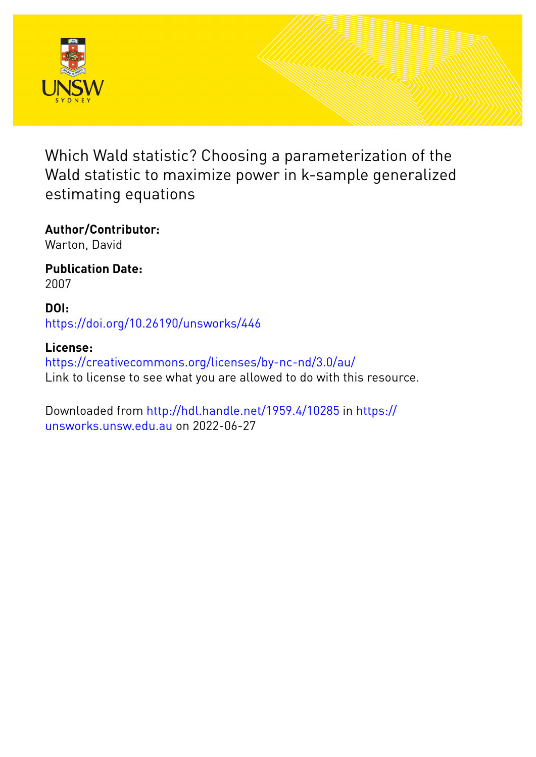# Which Wald statistic? Choosing a parameterization of the Wald statistic to maximize power in k-sample generalized estimating equations

**Author/Contributor:**
Warton, David

**Publication Date:**
2007

**DOI:**
https://doi.org/10.26190/unsworks/446

**License:**
https://creativecommons.org/licenses/by-nc-nd/3.0/au/
Link to license to see what you are allowed to do with this resource.

Downloaded from http://hdl.handle.net/1959.4/10285 in https://unsworks.unsw.edu.au on 2022-06-27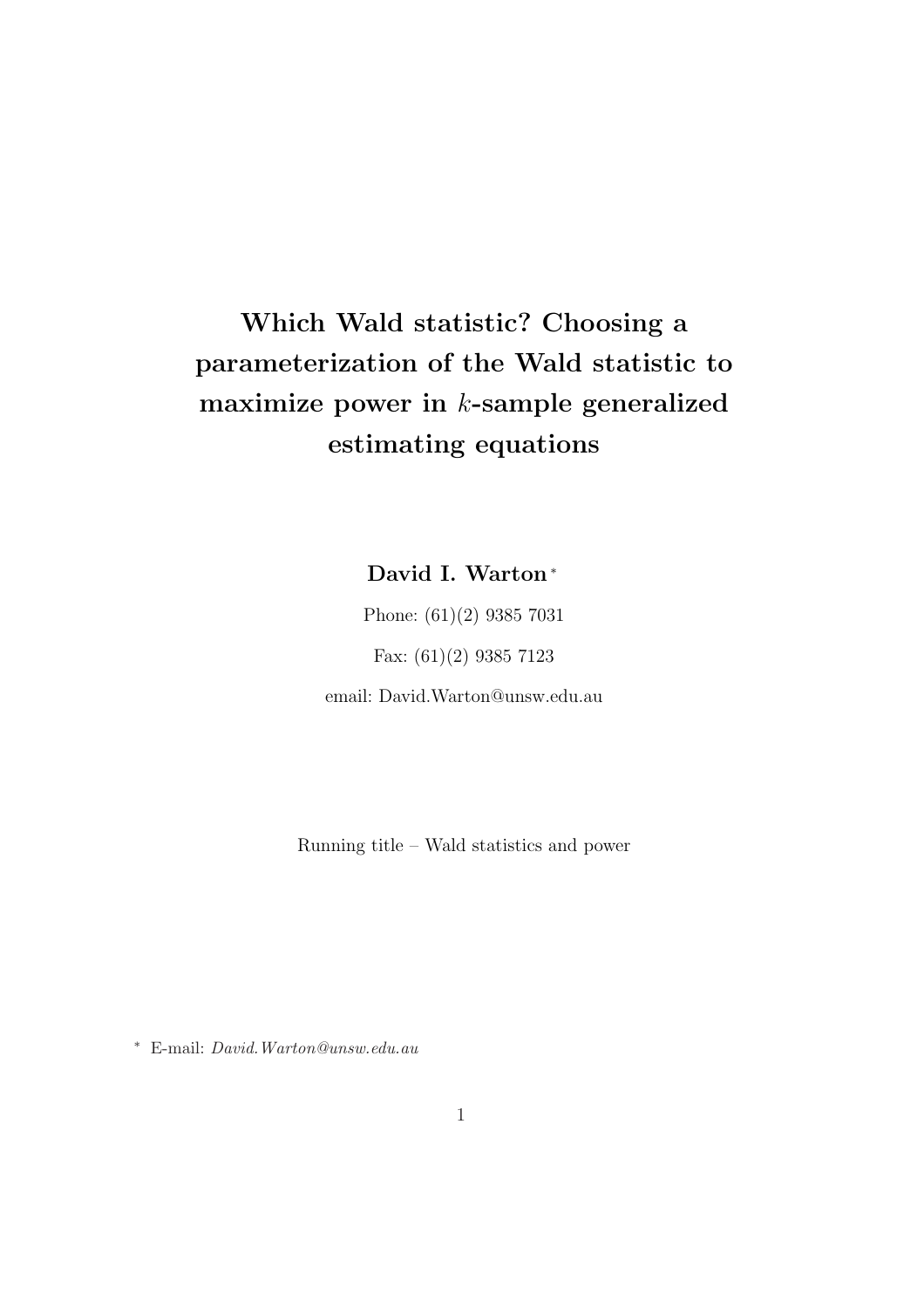# Which Wald statistic? Choosing a parameterization of the Wald statistic to maximize power in $k$-sample generalized estimating equations

**David I. Warton** [*]

Phone: (61)(2) 9385 7031

Fax: (61)(2) 9385 7123

email: David.Warton@unsw.edu.au

Running title – Wald statistics and power

[*] E-mail: *David.Warton@unsw.edu.au*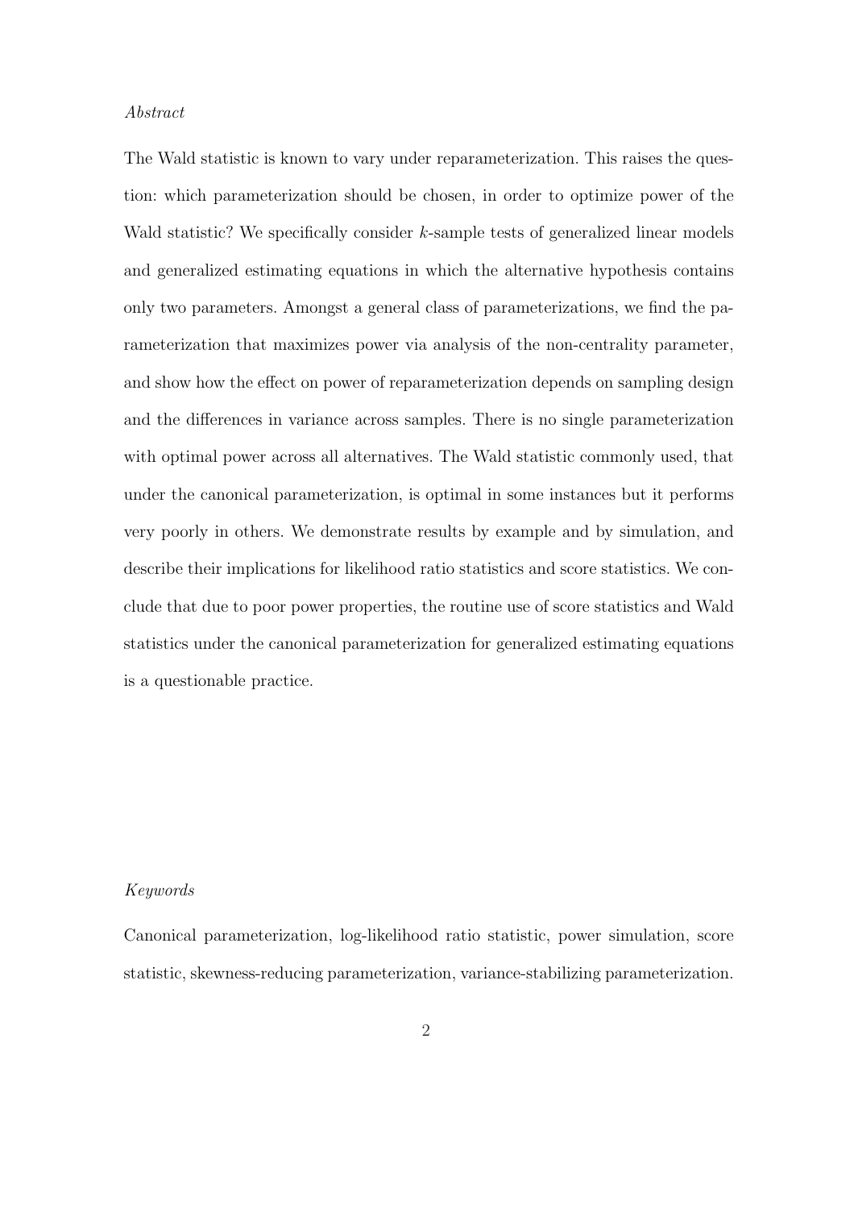*Abstract*

The Wald statistic is known to vary under reparameterization. This raises the question: which parameterization should be chosen, in order to optimize power of the Wald statistic? We specifically consider $k$-sample tests of generalized linear models and generalized estimating equations in which the alternative hypothesis contains only two parameters. Amongst a general class of parameterizations, we find the parameterization that maximizes power via analysis of the non-centrality parameter, and show how the effect on power of reparameterization depends on sampling design and the differences in variance across samples. There is no single parameterization with optimal power across all alternatives. The Wald statistic commonly used, that under the canonical parameterization, is optimal in some instances but it performs very poorly in others. We demonstrate results by example and by simulation, and describe their implications for likelihood ratio statistics and score statistics. We conclude that due to poor power properties, the routine use of score statistics and Wald statistics under the canonical parameterization for generalized estimating equations is a questionable practice.

*Keywords*

Canonical parameterization, log-likelihood ratio statistic, power simulation, score statistic, skewness-reducing parameterization, variance-stabilizing parameterization.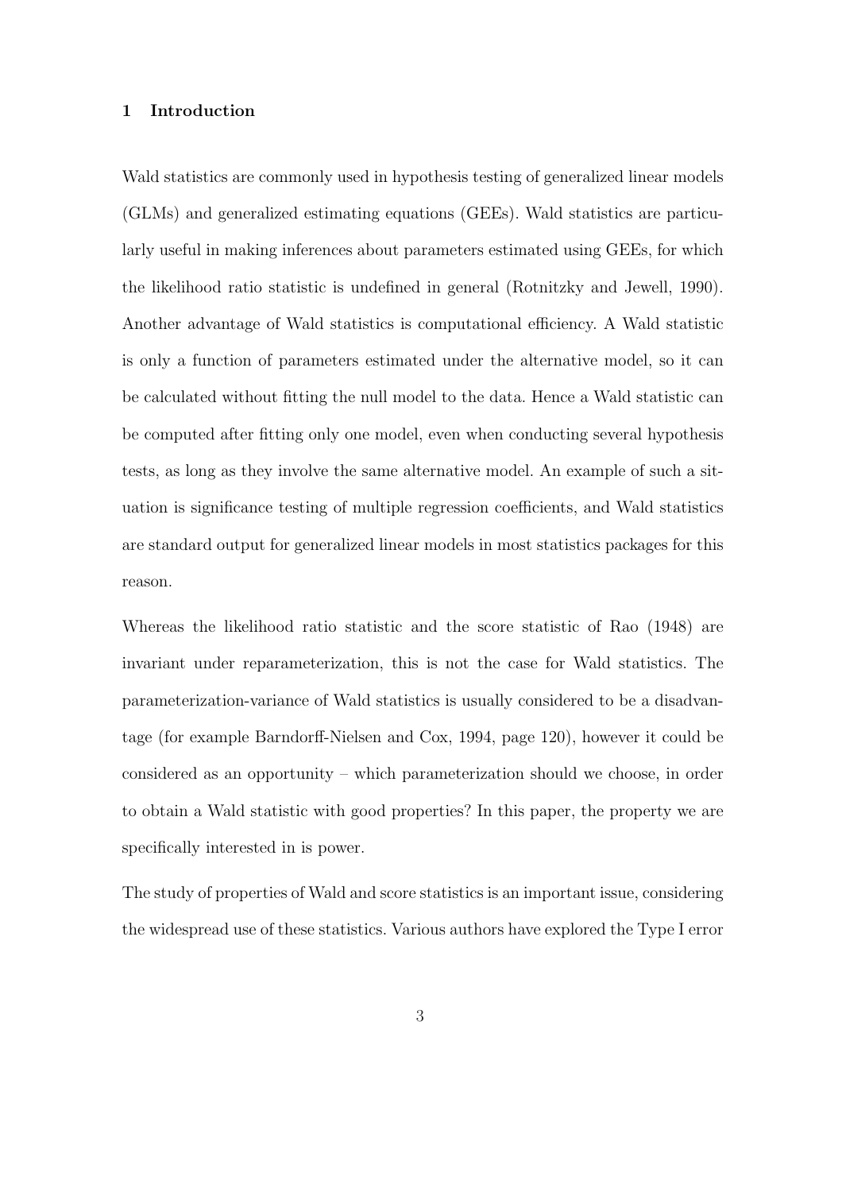## 1 Introduction

Wald statistics are commonly used in hypothesis testing of generalized linear models (GLMs) and generalized estimating equations (GEEs). Wald statistics are particularly useful in making inferences about parameters estimated using GEEs, for which the likelihood ratio statistic is undefined in general (Rotnitzky and Jewell, 1990). Another advantage of Wald statistics is computational efficiency. A Wald statistic is only a function of parameters estimated under the alternative model, so it can be calculated without fitting the null model to the data. Hence a Wald statistic can be computed after fitting only one model, even when conducting several hypothesis tests, as long as they involve the same alternative model. An example of such a situation is significance testing of multiple regression coefficients, and Wald statistics are standard output for generalized linear models in most statistics packages for this reason.

Whereas the likelihood ratio statistic and the score statistic of Rao (1948) are invariant under reparameterization, this is not the case for Wald statistics. The parameterization-variance of Wald statistics is usually considered to be a disadvantage (for example Barndorff-Nielsen and Cox, 1994, page 120), however it could be considered as an opportunity – which parameterization should we choose, in order to obtain a Wald statistic with good properties? In this paper, the property we are specifically interested in is power.

The study of properties of Wald and score statistics is an important issue, considering the widespread use of these statistics. Various authors have explored the Type I error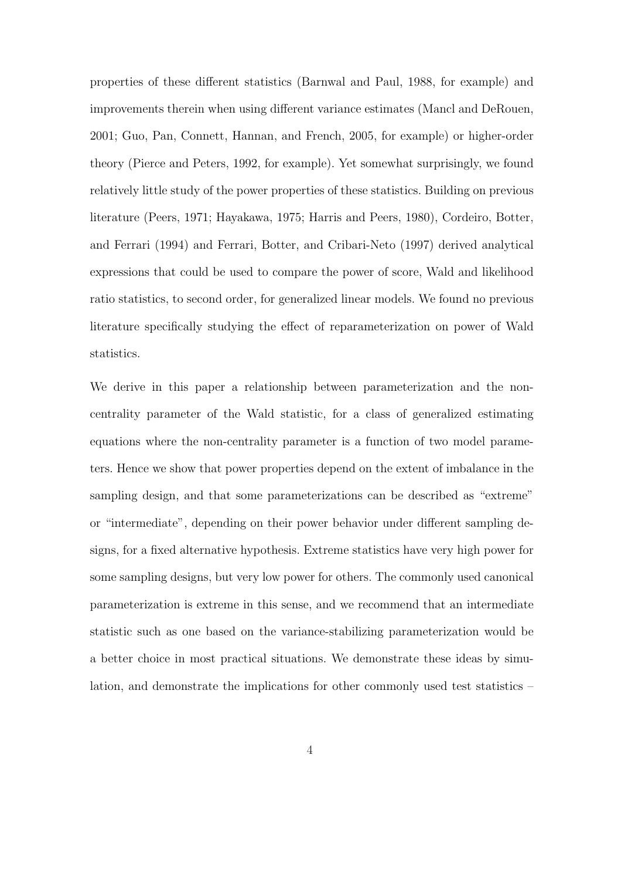properties of these different statistics (Barnwal and Paul, 1988, for example) and improvements therein when using different variance estimates (Mancl and DeRouen, 2001; Guo, Pan, Connett, Hannan, and French, 2005, for example) or higher-order theory (Pierce and Peters, 1992, for example). Yet somewhat surprisingly, we found relatively little study of the power properties of these statistics. Building on previous literature (Peers, 1971; Hayakawa, 1975; Harris and Peers, 1980), Cordeiro, Botter, and Ferrari (1994) and Ferrari, Botter, and Cribari-Neto (1997) derived analytical expressions that could be used to compare the power of score, Wald and likelihood ratio statistics, to second order, for generalized linear models. We found no previous literature specifically studying the effect of reparameterization on power of Wald statistics.

We derive in this paper a relationship between parameterization and the non-centrality parameter of the Wald statistic, for a class of generalized estimating equations where the non-centrality parameter is a function of two model parameters. Hence we show that power properties depend on the extent of imbalance in the sampling design, and that some parameterizations can be described as "extreme" or "intermediate", depending on their power behavior under different sampling designs, for a fixed alternative hypothesis. Extreme statistics have very high power for some sampling designs, but very low power for others. The commonly used canonical parameterization is extreme in this sense, and we recommend that an intermediate statistic such as one based on the variance-stabilizing parameterization would be a better choice in most practical situations. We demonstrate these ideas by simulation, and demonstrate the implications for other commonly used test statistics –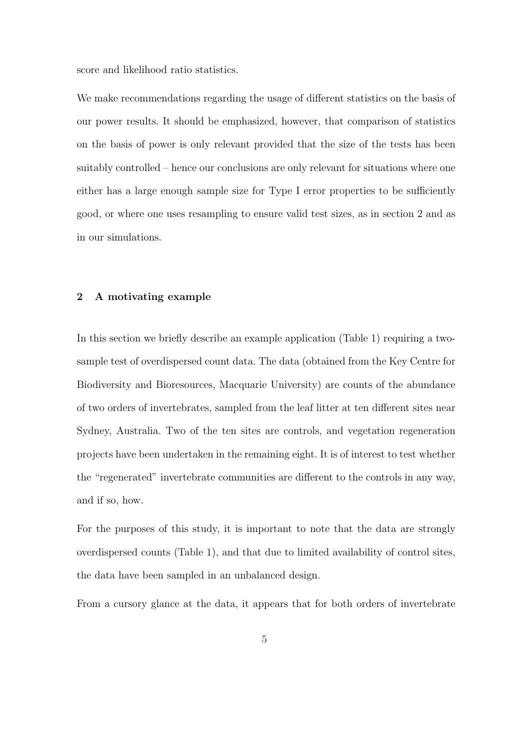score and likelihood ratio statistics.

We make recommendations regarding the usage of different statistics on the basis of our power results. It should be emphasized, however, that comparison of statistics on the basis of power is only relevant provided that the size of the tests has been suitably controlled – hence our conclusions are only relevant for situations where one either has a large enough sample size for Type I error properties to be sufficiently good, or where one uses resampling to ensure valid test sizes, as in section 2 and as in our simulations.

## 2 A motivating example

In this section we briefly describe an example application (Table 1) requiring a two-sample test of overdispersed count data. The data (obtained from the Key Centre for Biodiversity and Bioresources, Macquarie University) are counts of the abundance of two orders of invertebrates, sampled from the leaf litter at ten different sites near Sydney, Australia. Two of the ten sites are controls, and vegetation regeneration projects have been undertaken in the remaining eight. It is of interest to test whether the "regenerated" invertebrate communities are different to the controls in any way, and if so, how.

For the purposes of this study, it is important to note that the data are strongly overdispersed counts (Table 1), and that due to limited availability of control sites, the data have been sampled in an unbalanced design.

From a cursory glance at the data, it appears that for both orders of invertebrate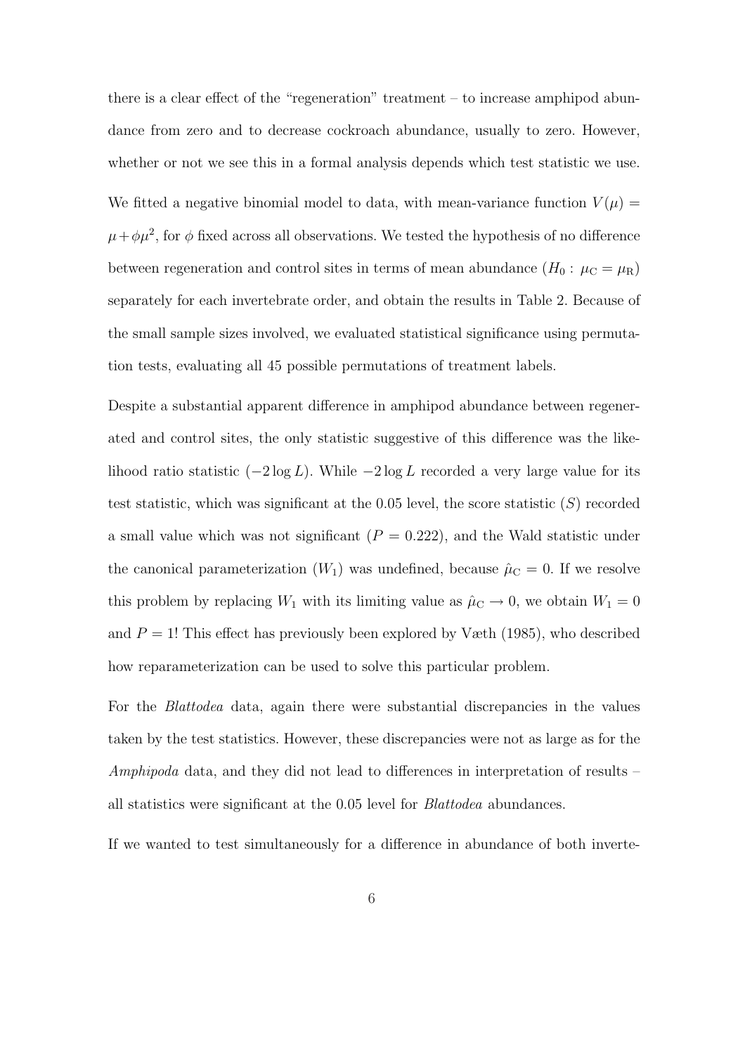there is a clear effect of the "regeneration" treatment – to increase amphipod abundance from zero and to decrease cockroach abundance, usually to zero. However, whether or not we see this in a formal analysis depends which test statistic we use.

We fitted a negative binomial model to data, with mean-variance function $V(\mu) = \mu + \phi\mu^2$, for $\phi$ fixed across all observations. We tested the hypothesis of no difference between regeneration and control sites in terms of mean abundance ($H_0:\ \mu_\mathrm{C} = \mu_\mathrm{R}$) separately for each invertebrate order, and obtain the results in Table 2. Because of the small sample sizes involved, we evaluated statistical significance using permutation tests, evaluating all 45 possible permutations of treatment labels.

Despite a substantial apparent difference in amphipod abundance between regenerated and control sites, the only statistic suggestive of this difference was the likelihood ratio statistic ($-2 \log L$). While $-2 \log L$ recorded a very large value for its test statistic, which was significant at the 0.05 level, the score statistic ($S$) recorded a small value which was not significant ($P = 0.222$), and the Wald statistic under the canonical parameterization ($W_1$) was undefined, because $\hat{\mu}_\mathrm{C} = 0$. If we resolve this problem by replacing $W_1$ with its limiting value as $\hat{\mu}_\mathrm{C} \to 0$, we obtain $W_1 = 0$ and $P = 1$! This effect has previously been explored by Væth (1985), who described how reparameterization can be used to solve this particular problem.

For the *Blattodea* data, again there were substantial discrepancies in the values taken by the test statistics. However, these discrepancies were not as large as for the *Amphipoda* data, and they did not lead to differences in interpretation of results – all statistics were significant at the 0.05 level for *Blattodea* abundances.

If we wanted to test simultaneously for a difference in abundance of both inverte-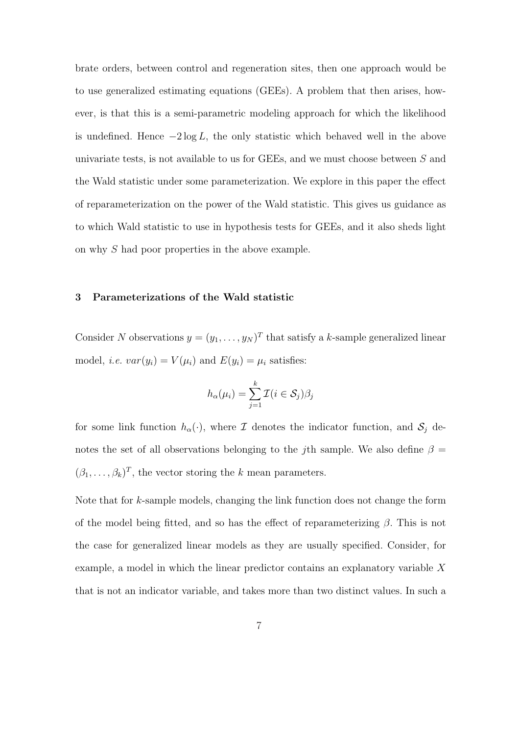brate orders, between control and regeneration sites, then one approach would be to use generalized estimating equations (GEEs). A problem that then arises, however, is that this is a semi-parametric modeling approach for which the likelihood is undefined. Hence $-2 \log L$, the only statistic which behaved well in the above univariate tests, is not available to us for GEEs, and we must choose between $S$ and the Wald statistic under some parameterization. We explore in this paper the effect of reparameterization on the power of the Wald statistic. This gives us guidance as to which Wald statistic to use in hypothesis tests for GEEs, and it also sheds light on why $S$ had poor properties in the above example.

### 3 Parameterizations of the Wald statistic

Consider $N$ observations $y = (y_1, \ldots, y_N)^T$ that satisfy a $k$-sample generalized linear model, *i.e.* $var(y_i) = V(\mu_i)$ and $E(y_i) = \mu_i$ satisfies:

$$h_\alpha(\mu_i) = \sum_{j=1}^{k} \mathcal{I}(i \in \mathcal{S}_j)\beta_j$$

for some link function $h_\alpha(\cdot)$, where $\mathcal{I}$ denotes the indicator function, and $\mathcal{S}_j$ denotes the set of all observations belonging to the $j$th sample. We also define $\beta = (\beta_1, \ldots, \beta_k)^T$, the vector storing the $k$ mean parameters.

Note that for $k$-sample models, changing the link function does not change the form of the model being fitted, and so has the effect of reparameterizing $\beta$. This is not the case for generalized linear models as they are usually specified. Consider, for example, a model in which the linear predictor contains an explanatory variable $X$ that is not an indicator variable, and takes more than two distinct values. In such a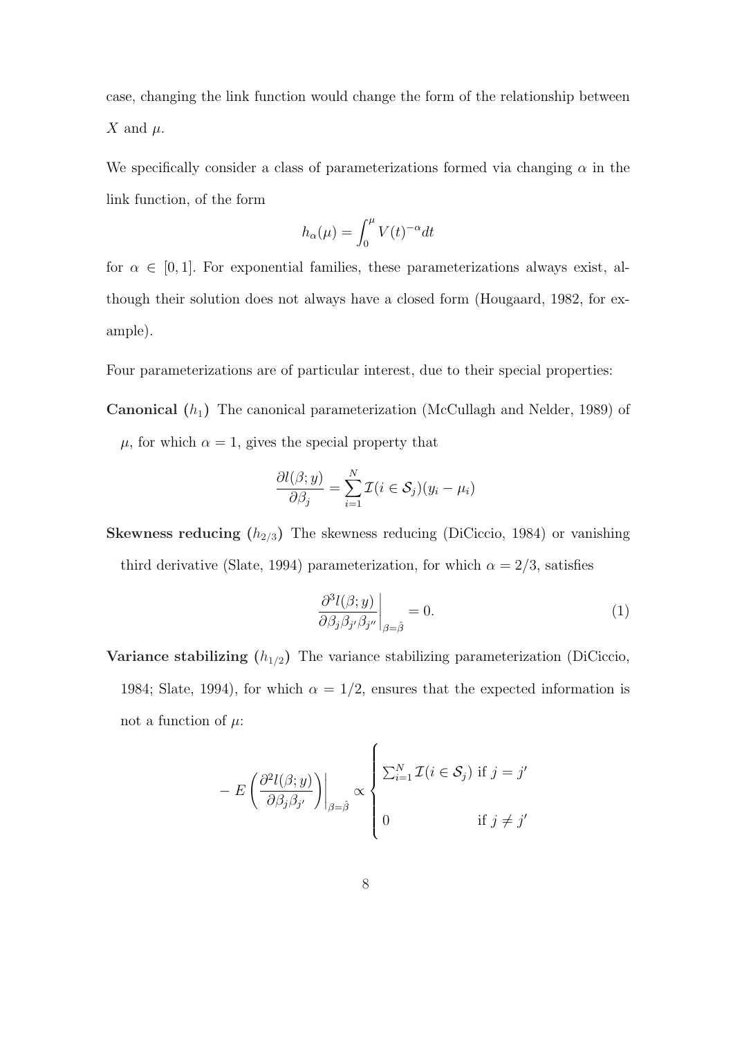case, changing the link function would change the form of the relationship between $X$ and $\mu$.

We specifically consider a class of parameterizations formed via changing $\alpha$ in the link function, of the form

$$h_\alpha(\mu) = \int_0^\mu V(t)^{-\alpha} dt$$

for $\alpha \in [0, 1]$. For exponential families, these parameterizations always exist, although their solution does not always have a closed form (Hougaard, 1982, for example).

Four parameterizations are of particular interest, due to their special properties:

**Canonical ($h_1$)** The canonical parameterization (McCullagh and Nelder, 1989) of $\mu$, for which $\alpha = 1$, gives the special property that

$$\frac{\partial l(\beta; y)}{\partial \beta_j} = \sum_{i=1}^{N} \mathcal{I}(i \in \mathcal{S}_j)(y_i - \mu_i)$$

**Skewness reducing ($h_{2/3}$)** The skewness reducing (DiCiccio, 1984) or vanishing third derivative (Slate, 1994) parameterization, for which $\alpha = 2/3$, satisfies

$$\left.\frac{\partial^3 l(\beta; y)}{\partial \beta_j \beta_{j'} \beta_{j''}}\right|_{\beta=\hat{\beta}} = 0. \tag{1}$$

**Variance stabilizing ($h_{1/2}$)** The variance stabilizing parameterization (DiCiccio, 1984; Slate, 1994), for which $\alpha = 1/2$, ensures that the expected information is not a function of $\mu$:

$$-E\left(\frac{\partial^2 l(\beta; y)}{\partial \beta_j \beta_{j'}}\right)\Big|_{\beta=\hat{\beta}} \propto \begin{cases} \sum_{i=1}^{N} \mathcal{I}(i \in \mathcal{S}_j) \text{ if } j = j' \\ 0 \qquad\qquad\qquad \text{if } j \neq j' \end{cases}$$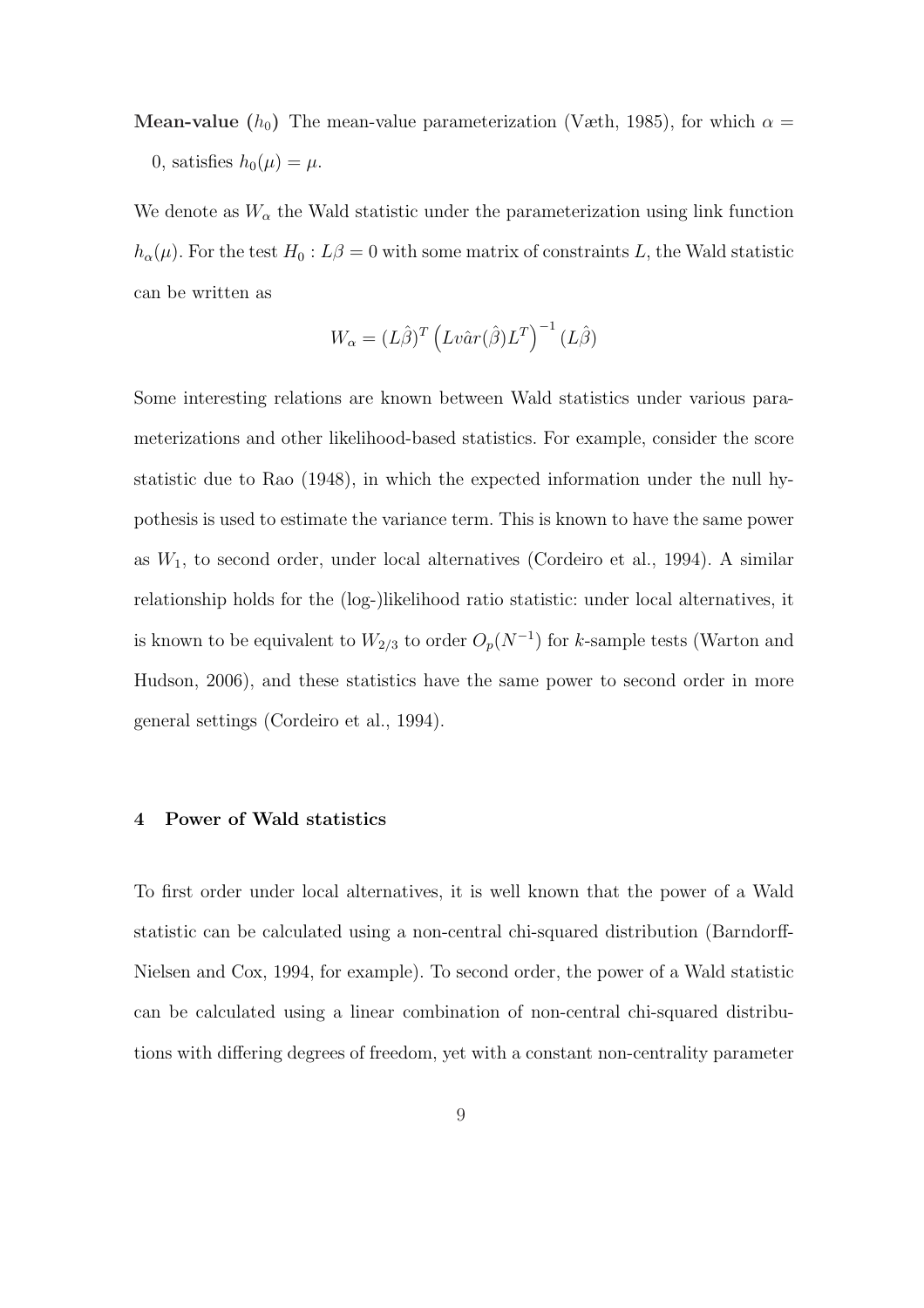**Mean-value** ($h_0$) The mean-value parameterization (Væth, 1985), for which $\alpha = 0$, satisfies $h_0(\mu) = \mu$.

We denote as $W_\alpha$ the Wald statistic under the parameterization using link function $h_\alpha(\mu)$. For the test $H_0 : L\beta = 0$ with some matrix of constraints $L$, the Wald statistic can be written as

$$W_\alpha = (L\hat{\beta})^T \left(L\hat{var}(\hat{\beta})L^T\right)^{-1} (L\hat{\beta})$$

Some interesting relations are known between Wald statistics under various parameterizations and other likelihood-based statistics. For example, consider the score statistic due to Rao (1948), in which the expected information under the null hypothesis is used to estimate the variance term. This is known to have the same power as $W_1$, to second order, under local alternatives (Cordeiro et al., 1994). A similar relationship holds for the (log-)likelihood ratio statistic: under local alternatives, it is known to be equivalent to $W_{2/3}$ to order $O_p(N^{-1})$ for $k$-sample tests (Warton and Hudson, 2006), and these statistics have the same power to second order in more general settings (Cordeiro et al., 1994).

## 4 Power of Wald statistics

To first order under local alternatives, it is well known that the power of a Wald statistic can be calculated using a non-central chi-squared distribution (Barndorff-Nielsen and Cox, 1994, for example). To second order, the power of a Wald statistic can be calculated using a linear combination of non-central chi-squared distributions with differing degrees of freedom, yet with a constant non-centrality parameter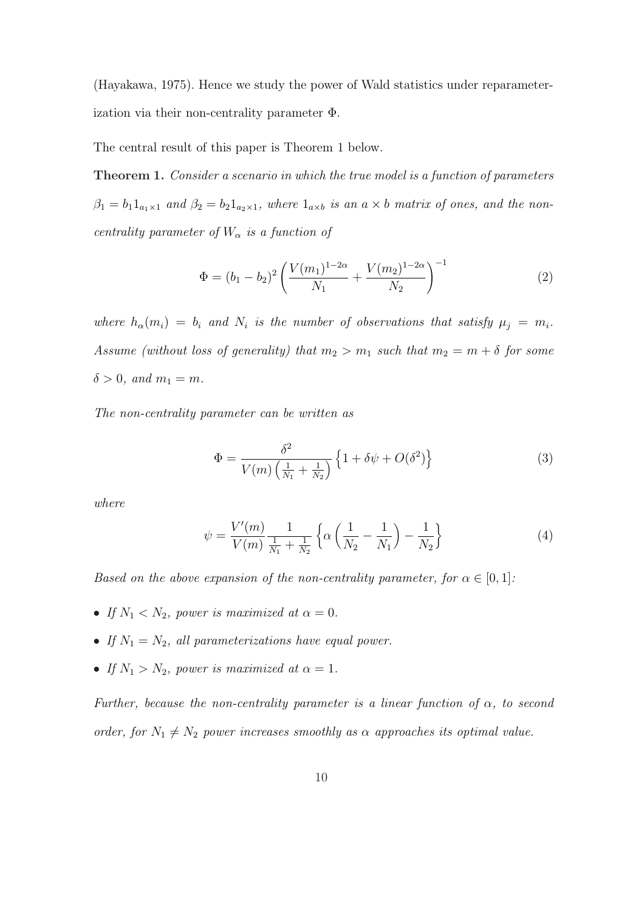(Hayakawa, 1975). Hence we study the power of Wald statistics under reparameterization via their non-centrality parameter $\Phi$.

The central result of this paper is Theorem 1 below.

**Theorem 1.** *Consider a scenario in which the true model is a function of parameters* $\beta_1 = b_1 1_{a_1 \times 1}$ *and* $\beta_2 = b_2 1_{a_2 \times 1}$*, where* $1_{a \times b}$ *is an* $a \times b$ *matrix of ones, and the non-centrality parameter of* $W_\alpha$ *is a function of*

$$\Phi = (b_1 - b_2)^2 \left( \frac{V(m_1)^{1-2\alpha}}{N_1} + \frac{V(m_2)^{1-2\alpha}}{N_2} \right)^{-1} \tag{2}$$

*where* $h_\alpha(m_i) = b_i$ *and* $N_i$ *is the number of observations that satisfy* $\mu_j = m_i$*. Assume (without loss of generality) that* $m_2 > m_1$ *such that* $m_2 = m + \delta$ *for some* $\delta > 0$*, and* $m_1 = m$*.*

*The non-centrality parameter can be written as*

$$\Phi = \frac{\delta^2}{V(m) \left( \frac{1}{N_1} + \frac{1}{N_2} \right)} \left\{ 1 + \delta \psi + O(\delta^2) \right\} \tag{3}$$

*where*

$$\psi = \frac{V'(m)}{V(m)} \frac{1}{\frac{1}{N_1} + \frac{1}{N_2}} \left\{ \alpha \left( \frac{1}{N_2} - \frac{1}{N_1} \right) - \frac{1}{N_2} \right\} \tag{4}$$

*Based on the above expansion of the non-centrality parameter, for* $\alpha \in [0, 1]$*:*

- *If* $N_1 < N_2$*, power is maximized at* $\alpha = 0$*.*
- *If* $N_1 = N_2$*, all parameterizations have equal power.*
- *If* $N_1 > N_2$*, power is maximized at* $\alpha = 1$*.*

*Further, because the non-centrality parameter is a linear function of* $\alpha$*, to second order, for* $N_1 \neq N_2$ *power increases smoothly as* $\alpha$ *approaches its optimal value.*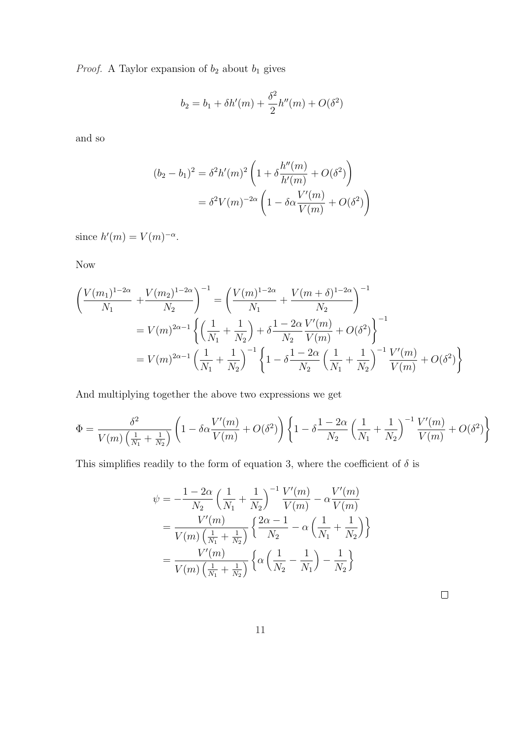*Proof.* A Taylor expansion of $b_2$ about $b_1$ gives

$$b_2 = b_1 + \delta h'(m) + \frac{\delta^2}{2} h''(m) + O(\delta^2)$$

and so

$$\begin{aligned}
(b_2 - b_1)^2 &= \delta^2 h'(m)^2 \left(1 + \delta \frac{h''(m)}{h'(m)} + O(\delta^2)\right) \\
&= \delta^2 V(m)^{-2\alpha} \left(1 - \delta \alpha \frac{V'(m)}{V(m)} + O(\delta^2)\right)
\end{aligned}$$

since $h'(m) = V(m)^{-\alpha}$.

Now

$$\begin{aligned}
\left(\frac{V(m_1)^{1-2\alpha}}{N_1} + \frac{V(m_2)^{1-2\alpha}}{N_2}\right)^{-1} &= \left(\frac{V(m)^{1-2\alpha}}{N_1} + \frac{V(m+\delta)^{1-2\alpha}}{N_2}\right)^{-1} \\
&= V(m)^{2\alpha-1} \left\{ \left(\frac{1}{N_1} + \frac{1}{N_2}\right) + \delta \frac{1-2\alpha}{N_2} \frac{V'(m)}{V(m)} + O(\delta^2) \right\}^{-1} \\
&= V(m)^{2\alpha-1} \left(\frac{1}{N_1} + \frac{1}{N_2}\right)^{-1} \left\{ 1 - \delta \frac{1-2\alpha}{N_2} \left(\frac{1}{N_1} + \frac{1}{N_2}\right)^{-1} \frac{V'(m)}{V(m)} + O(\delta^2) \right\}
\end{aligned}$$

And multiplying together the above two expressions we get

$$\Phi = \frac{\delta^2}{V(m)\left(\frac{1}{N_1} + \frac{1}{N_2}\right)} \left(1 - \delta \alpha \frac{V'(m)}{V(m)} + O(\delta^2)\right) \left\{ 1 - \delta \frac{1-2\alpha}{N_2} \left(\frac{1}{N_1} + \frac{1}{N_2}\right)^{-1} \frac{V'(m)}{V(m)} + O(\delta^2) \right\}$$

This simplifies readily to the form of equation 3, where the coefficient of $\delta$ is

$$\begin{aligned}
\psi &= -\frac{1-2\alpha}{N_2} \left(\frac{1}{N_1} + \frac{1}{N_2}\right)^{-1} \frac{V'(m)}{V(m)} - \alpha \frac{V'(m)}{V(m)} \\
&= \frac{V'(m)}{V(m)\left(\frac{1}{N_1} + \frac{1}{N_2}\right)} \left\{ \frac{2\alpha - 1}{N_2} - \alpha \left(\frac{1}{N_1} + \frac{1}{N_2}\right) \right\} \\
&= \frac{V'(m)}{V(m)\left(\frac{1}{N_1} + \frac{1}{N_2}\right)} \left\{ \alpha \left(\frac{1}{N_2} - \frac{1}{N_1}\right) - \frac{1}{N_2} \right\}
\end{aligned}$$

□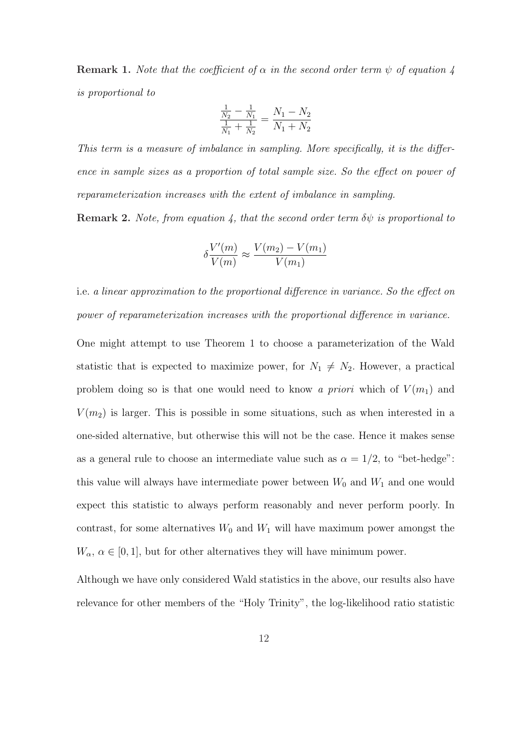**Remark 1.** *Note that the coefficient of $\alpha$ in the second order term $\psi$ of equation 4 is proportional to*

$$\frac{\frac{1}{N_2} - \frac{1}{N_1}}{\frac{1}{N_1} + \frac{1}{N_2}} = \frac{N_1 - N_2}{N_1 + N_2}$$

*This term is a measure of imbalance in sampling. More specifically, it is the difference in sample sizes as a proportion of total sample size. So the effect on power of reparameterization increases with the extent of imbalance in sampling.*

**Remark 2.** *Note, from equation 4, that the second order term $\delta\psi$ is proportional to*

$$\delta \frac{V'(m)}{V(m)} \approx \frac{V(m_2) - V(m_1)}{V(m_1)}$$

i.e. *a linear approximation to the proportional difference in variance. So the effect on power of reparameterization increases with the proportional difference in variance.*

One might attempt to use Theorem 1 to choose a parameterization of the Wald statistic that is expected to maximize power, for $N_1 \neq N_2$. However, a practical problem doing so is that one would need to know *a priori* which of $V(m_1)$ and $V(m_2)$ is larger. This is possible in some situations, such as when interested in a one-sided alternative, but otherwise this will not be the case. Hence it makes sense as a general rule to choose an intermediate value such as $\alpha = 1/2$, to "bet-hedge": this value will always have intermediate power between $W_0$ and $W_1$ and one would expect this statistic to always perform reasonably and never perform poorly. In contrast, for some alternatives $W_0$ and $W_1$ will have maximum power amongst the $W_\alpha$, $\alpha \in [0, 1]$, but for other alternatives they will have minimum power.

Although we have only considered Wald statistics in the above, our results also have relevance for other members of the "Holy Trinity", the log-likelihood ratio statistic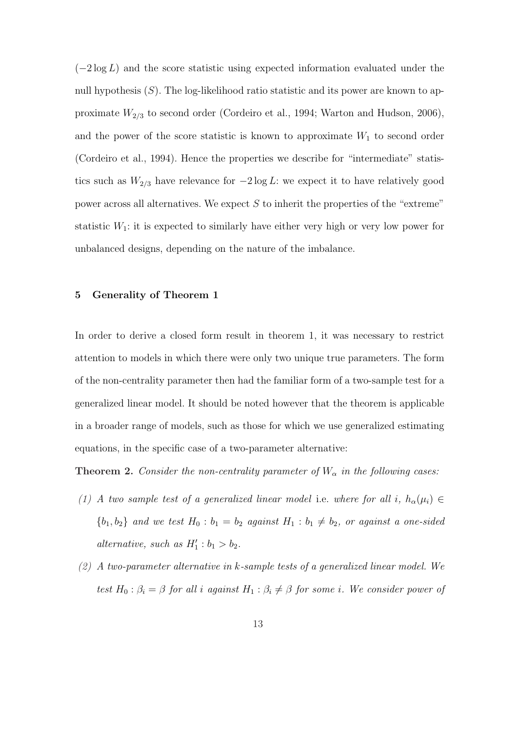$(-2 \log L)$ and the score statistic using expected information evaluated under the null hypothesis $(S)$. The log-likelihood ratio statistic and its power are known to approximate $W_{2/3}$ to second order (Cordeiro et al., 1994; Warton and Hudson, 2006), and the power of the score statistic is known to approximate $W_1$ to second order (Cordeiro et al., 1994). Hence the properties we describe for "intermediate" statistics such as $W_{2/3}$ have relevance for $-2 \log L$: we expect it to have relatively good power across all alternatives. We expect $S$ to inherit the properties of the "extreme" statistic $W_1$: it is expected to similarly have either very high or very low power for unbalanced designs, depending on the nature of the imbalance.

## 5 Generality of Theorem 1

In order to derive a closed form result in theorem 1, it was necessary to restrict attention to models in which there were only two unique true parameters. The form of the non-centrality parameter then had the familiar form of a two-sample test for a generalized linear model. It should be noted however that the theorem is applicable in a broader range of models, such as those for which we use generalized estimating equations, in the specific case of a two-parameter alternative:

**Theorem 2.** *Consider the non-centrality parameter of $W_\alpha$ in the following cases:*

*(1) A two sample test of a generalized linear model* i.e. *where for all $i$, $h_\alpha(\mu_i) \in \{b_1, b_2\}$ and we test $H_0 : b_1 = b_2$ against $H_1 : b_1 \neq b_2$, or against a one-sided alternative, such as $H_1' : b_1 > b_2$.*

*(2) A two-parameter alternative in $k$-sample tests of a generalized linear model. We test $H_0 : \beta_i = \beta$ for all $i$ against $H_1 : \beta_i \neq \beta$ for some $i$. We consider power of*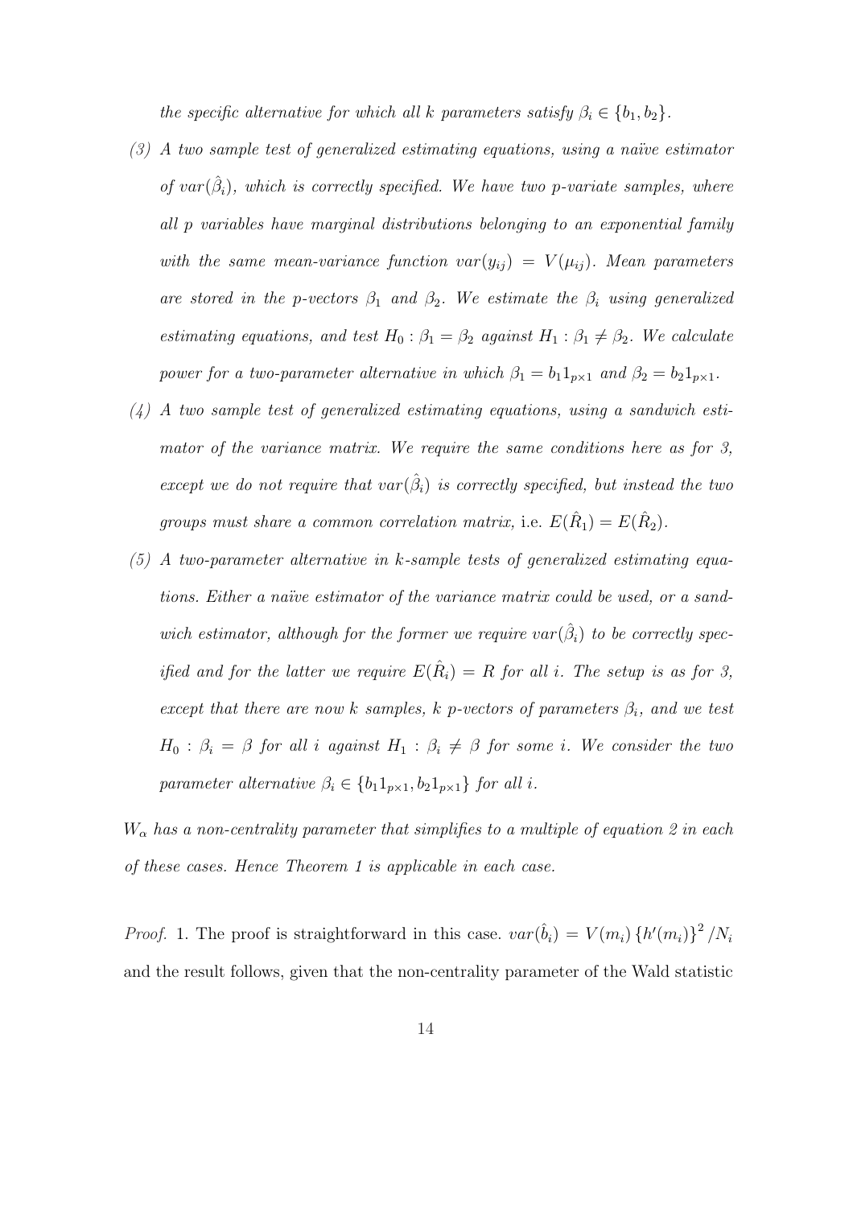*the specific alternative for which all k parameters satisfy $\beta_i \in \{b_1, b_2\}$.*

*(3) A two sample test of generalized estimating equations, using a naïve estimator of $var(\hat{\beta}_i)$, which is correctly specified. We have two p-variate samples, where all p variables have marginal distributions belonging to an exponential family with the same mean-variance function $var(y_{ij}) = V(\mu_{ij})$. Mean parameters are stored in the p-vectors $\beta_1$ and $\beta_2$. We estimate the $\beta_i$ using generalized estimating equations, and test $H_0 : \beta_1 = \beta_2$ against $H_1 : \beta_1 \neq \beta_2$. We calculate power for a two-parameter alternative in which $\beta_1 = b_1 1_{p\times 1}$ and $\beta_2 = b_2 1_{p\times 1}$.*

*(4) A two sample test of generalized estimating equations, using a sandwich estimator of the variance matrix. We require the same conditions here as for 3, except we do not require that $var(\hat{\beta}_i)$ is correctly specified, but instead the two groups must share a common correlation matrix,* i.e. $E(\hat{R}_1) = E(\hat{R}_2)$.

*(5) A two-parameter alternative in k-sample tests of generalized estimating equations. Either a naïve estimator of the variance matrix could be used, or a sandwich estimator, although for the former we require $var(\hat{\beta}_i)$ to be correctly specified and for the latter we require $E(\hat{R}_i) = R$ for all i. The setup is as for 3, except that there are now k samples, k p-vectors of parameters $\beta_i$, and we test $H_0 : \beta_i = \beta$ for all i against $H_1 : \beta_i \neq \beta$ for some i. We consider the two parameter alternative $\beta_i \in \{b_1 1_{p\times 1}, b_2 1_{p\times 1}\}$ for all i.*

*$W_\alpha$ has a non-centrality parameter that simplifies to a multiple of equation 2 in each of these cases. Hence Theorem 1 is applicable in each case.*

*Proof.* 1. The proof is straightforward in this case. $var(\hat{b}_i) = V(m_i)\{h'(m_i)\}^2 / N_i$ and the result follows, given that the non-centrality parameter of the Wald statistic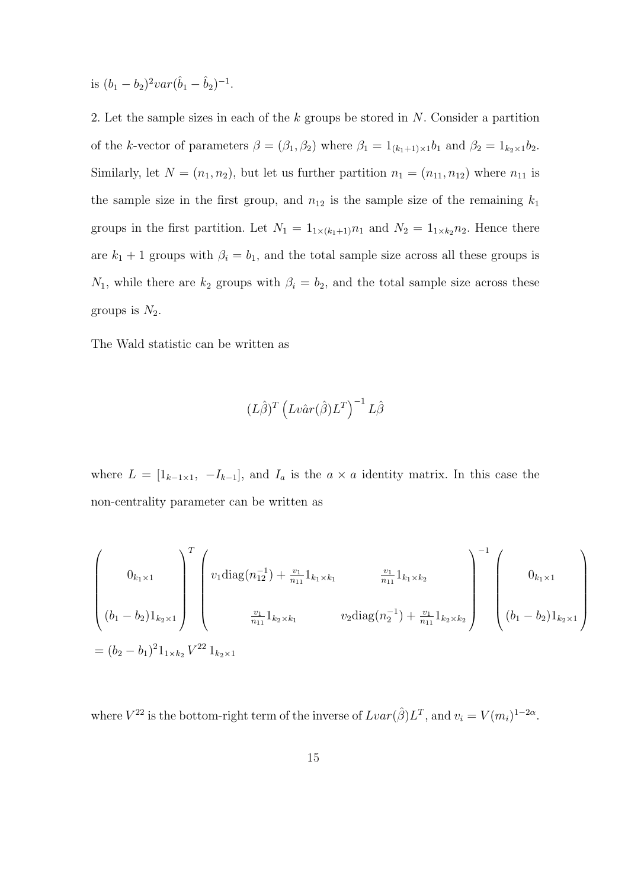is $(b_1 - b_2)^2 var(\hat{b}_1 - \hat{b}_2)^{-1}$.

2. Let the sample sizes in each of the $k$ groups be stored in $N$. Consider a partition of the $k$-vector of parameters $\beta = (\beta_1, \beta_2)$ where $\beta_1 = 1_{(k_1+1)\times 1} b_1$ and $\beta_2 = 1_{k_2 \times 1} b_2$. Similarly, let $N = (n_1, n_2)$, but let us further partition $n_1 = (n_{11}, n_{12})$ where $n_{11}$ is the sample size in the first group, and $n_{12}$ is the sample size of the remaining $k_1$ groups in the first partition. Let $N_1 = 1_{1\times(k_1+1)} n_1$ and $N_2 = 1_{1\times k_2} n_2$. Hence there are $k_1 + 1$ groups with $\beta_i = b_1$, and the total sample size across all these groups is $N_1$, while there are $k_2$ groups with $\beta_i = b_2$, and the total sample size across these groups is $N_2$.

The Wald statistic can be written as

$$
(L\hat{\beta})^T \left( L\hat{var}(\hat{\beta})L^T \right)^{-1} L\hat{\beta}
$$

where $L = [1_{k-1\times 1}, \ -I_{k-1}]$, and $I_a$ is the $a \times a$ identity matrix. In this case the non-centrality parameter can be written as

$$
\begin{pmatrix} 0_{k_1 \times 1} \\ \\ (b_1 - b_2) 1_{k_2 \times 1} \end{pmatrix}^T \begin{pmatrix} v_1 \text{diag}(n_{12}^{-1}) + \frac{v_1}{n_{11}} 1_{k_1 \times k_1} & \frac{v_1}{n_{11}} 1_{k_1 \times k_2} \\ \\ \frac{v_1}{n_{11}} 1_{k_2 \times k_1} & v_2 \text{diag}(n_2^{-1}) + \frac{v_1}{n_{11}} 1_{k_2 \times k_2} \end{pmatrix}^{-1} \begin{pmatrix} 0_{k_1 \times 1} \\ \\ (b_1 - b_2) 1_{k_2 \times 1} \end{pmatrix}
$$

$$
= (b_2 - b_1)^2 1_{1 \times k_2} V^{22} 1_{k_2 \times 1}
$$

where $V^{22}$ is the bottom-right term of the inverse of $Lvar(\hat{\beta})L^T$, and $v_i = V(m_i)^{1-2\alpha}$.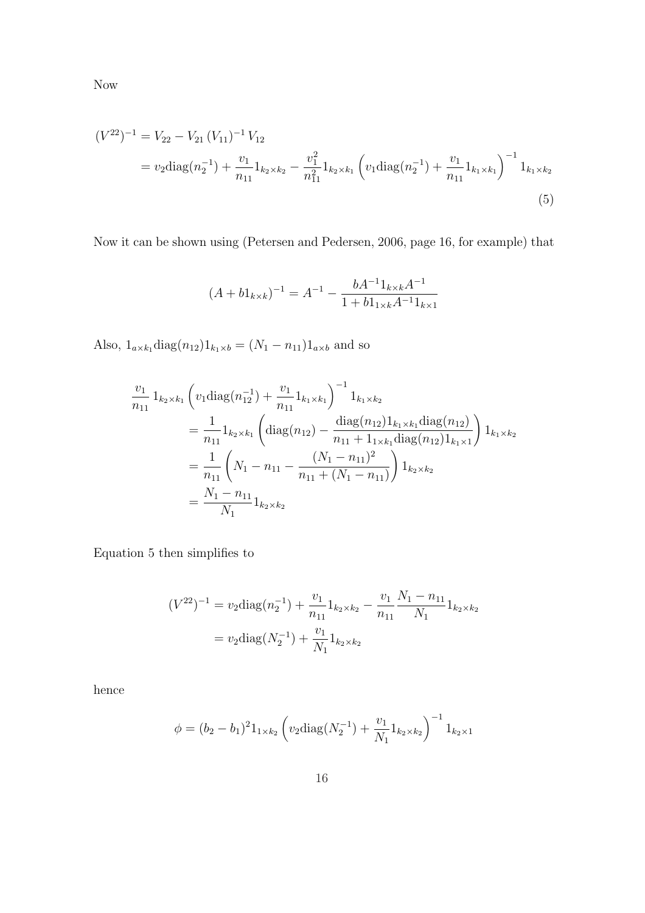Now

$$
\begin{aligned}
(V^{22})^{-1} &= V_{22} - V_{21}\,(V_{11})^{-1}\,V_{12} \\
&= v_2 \mathrm{diag}(n_2^{-1}) + \frac{v_1}{n_{11}} 1_{k_2 \times k_2} - \frac{v_1^2}{n_{11}^2} 1_{k_2 \times k_1} \left( v_1 \mathrm{diag}(n_2^{-1}) + \frac{v_1}{n_{11}} 1_{k_1 \times k_1} \right)^{-1} 1_{k_1 \times k_2}
\end{aligned}
\tag{5}
$$

Now it can be shown using (Petersen and Pedersen, 2006, page 16, for example) that

$$
(A + b 1_{k \times k})^{-1} = A^{-1} - \frac{b A^{-1} 1_{k \times k} A^{-1}}{1 + b 1_{1 \times k} A^{-1} 1_{k \times 1}}
$$

Also, $1_{a \times k_1} \mathrm{diag}(n_{12}) 1_{k_1 \times b} = (N_1 - n_{11}) 1_{a \times b}$ and so

$$
\begin{aligned}
&\frac{v_1}{n_{11}}\, 1_{k_2 \times k_1} \left( v_1 \mathrm{diag}(n_{12}^{-1}) + \frac{v_1}{n_{11}} 1_{k_1 \times k_1} \right)^{-1} 1_{k_1 \times k_2} \\
&\qquad = \frac{1}{n_{11}} 1_{k_2 \times k_1} \left( \mathrm{diag}(n_{12}) - \frac{\mathrm{diag}(n_{12}) 1_{k_1 \times k_1} \mathrm{diag}(n_{12})}{n_{11} + 1_{1 \times k_1} \mathrm{diag}(n_{12}) 1_{k_1 \times 1}} \right) 1_{k_1 \times k_2} \\
&\qquad = \frac{1}{n_{11}} \left( N_1 - n_{11} - \frac{(N_1 - n_{11})^2}{n_{11} + (N_1 - n_{11})} \right) 1_{k_2 \times k_2} \\
&\qquad = \frac{N_1 - n_{11}}{N_1} 1_{k_2 \times k_2}
\end{aligned}
$$

Equation 5 then simplifies to

$$
\begin{aligned}
(V^{22})^{-1} &= v_2 \mathrm{diag}(n_2^{-1}) + \frac{v_1}{n_{11}} 1_{k_2 \times k_2} - \frac{v_1}{n_{11}} \frac{N_1 - n_{11}}{N_1} 1_{k_2 \times k_2} \\
&= v_2 \mathrm{diag}(N_2^{-1}) + \frac{v_1}{N_1} 1_{k_2 \times k_2}
\end{aligned}
$$

hence

$$
\phi = (b_2 - b_1)^2 1_{1 \times k_2} \left( v_2 \mathrm{diag}(N_2^{-1}) + \frac{v_1}{N_1} 1_{k_2 \times k_2} \right)^{-1} 1_{k_2 \times 1}
$$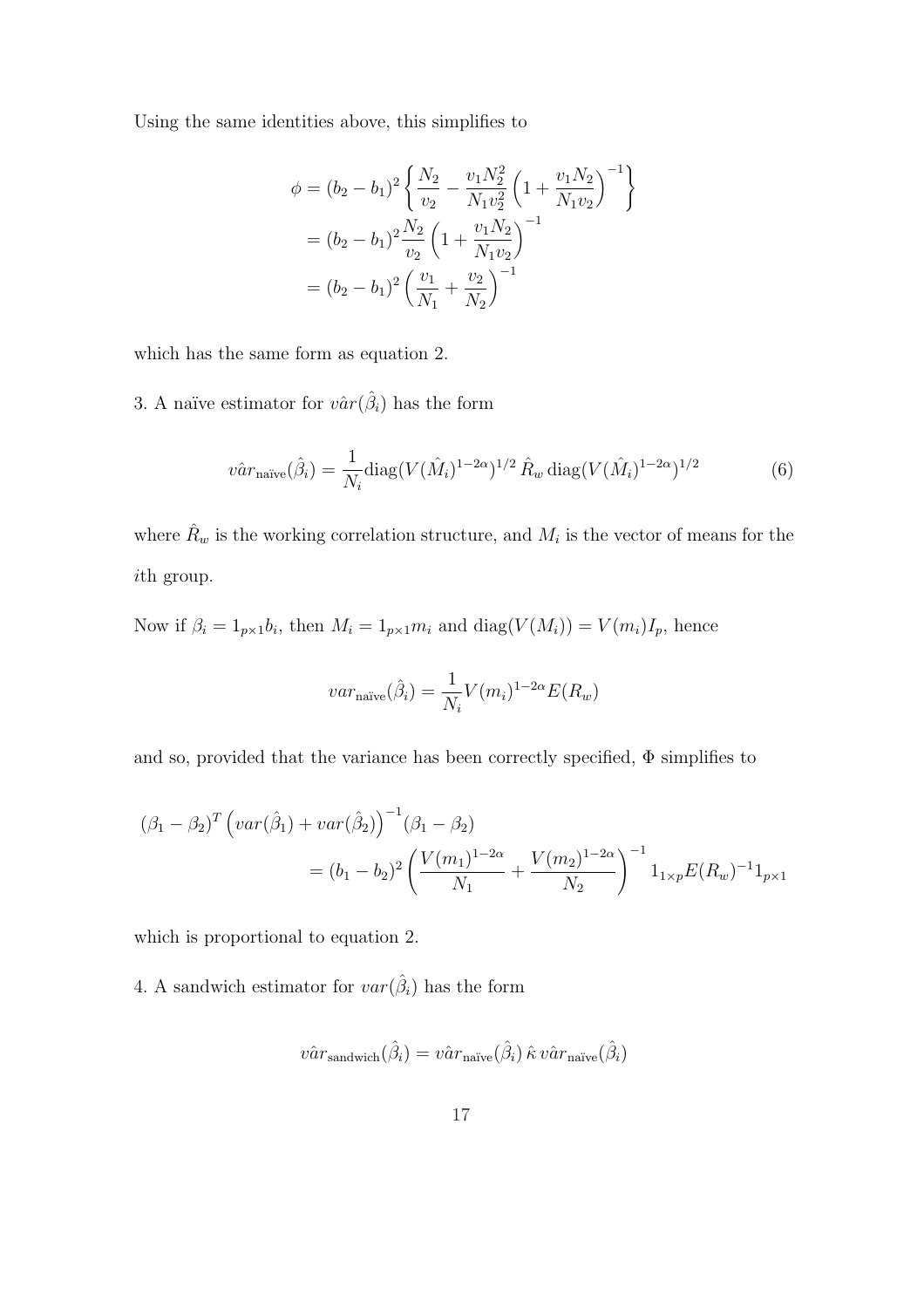Using the same identities above, this simplifies to

$$
\begin{aligned}
\phi &= (b_2 - b_1)^2 \left\{ \frac{N_2}{v_2} - \frac{v_1 N_2^2}{N_1 v_2^2} \left(1 + \frac{v_1 N_2}{N_1 v_2}\right)^{-1} \right\} \\
&= (b_2 - b_1)^2 \frac{N_2}{v_2} \left(1 + \frac{v_1 N_2}{N_1 v_2}\right)^{-1} \\
&= (b_2 - b_1)^2 \left(\frac{v_1}{N_1} + \frac{v_2}{N_2}\right)^{-1}
\end{aligned}
$$

which has the same form as equation 2.

3. A naïve estimator for $v\hat{a}r(\hat{\beta}_i)$ has the form

$$
v\hat{a}r_{\text{naïve}}(\hat{\beta}_i) = \frac{1}{N_i} \text{diag}(V(\hat{M}_i)^{1-2\alpha})^{1/2} \, \hat{R}_w \, \text{diag}(V(\hat{M}_i)^{1-2\alpha})^{1/2} \tag{6}
$$

where $\hat{R}_w$ is the working correlation structure, and $M_i$ is the vector of means for the $i$th group.

Now if $\beta_i = 1_{p\times 1} b_i$, then $M_i = 1_{p\times 1} m_i$ and $\text{diag}(V(M_i)) = V(m_i) I_p$, hence

$$
var_{\text{naïve}}(\hat{\beta}_i) = \frac{1}{N_i} V(m_i)^{1-2\alpha} E(R_w)
$$

and so, provided that the variance has been correctly specified, $\Phi$ simplifies to

$$
\begin{aligned}
&(\beta_1 - \beta_2)^T \left(var(\hat{\beta}_1) + var(\hat{\beta}_2)\right)^{-1} (\beta_1 - \beta_2) \\
&\qquad = (b_1 - b_2)^2 \left(\frac{V(m_1)^{1-2\alpha}}{N_1} + \frac{V(m_2)^{1-2\alpha}}{N_2}\right)^{-1} 1_{1\times p} E(R_w)^{-1} 1_{p\times 1}
\end{aligned}
$$

which is proportional to equation 2.

4. A sandwich estimator for $var(\hat{\beta}_i)$ has the form

$$
v\hat{a}r_{\text{sandwich}}(\hat{\beta}_i) = v\hat{a}r_{\text{naïve}}(\hat{\beta}_i) \, \hat{\kappa} \, v\hat{a}r_{\text{naïve}}(\hat{\beta}_i)
$$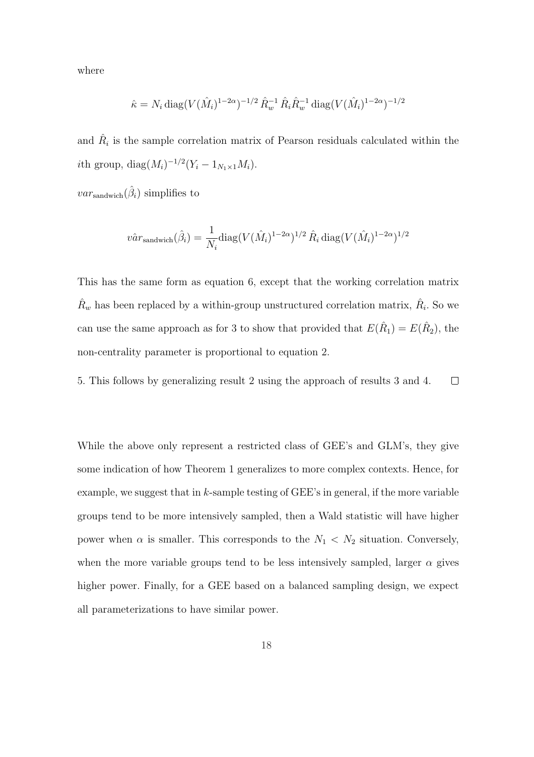where

$$\hat{\kappa} = N_i \, \text{diag}(V(\hat{M}_i)^{1-2\alpha})^{-1/2} \, \hat{R}_w^{-1} \, \hat{R}_i \hat{R}_w^{-1} \, \text{diag}(V(\hat{M}_i)^{1-2\alpha})^{-1/2}$$

and $\hat{R}_i$ is the sample correlation matrix of Pearson residuals calculated within the $i$th group, $\text{diag}(M_i)^{-1/2}(Y_i - 1_{N_1 \times 1} M_i)$.

$var_{\text{sandwich}}(\hat{\beta}_i)$ simplifies to

$$v\hat{a}r_{\text{sandwich}}(\hat{\beta}_i) = \frac{1}{N_i} \text{diag}(V(\hat{M}_i)^{1-2\alpha})^{1/2} \, \hat{R}_i \, \text{diag}(V(\hat{M}_i)^{1-2\alpha})^{1/2}$$

This has the same form as equation 6, except that the working correlation matrix $\hat{R}_w$ has been replaced by a within-group unstructured correlation matrix, $\hat{R}_i$. So we can use the same approach as for 3 to show that provided that $E(\hat{R}_1) = E(\hat{R}_2)$, the non-centrality parameter is proportional to equation 2.

5. This follows by generalizing result 2 using the approach of results 3 and 4. □

While the above only represent a restricted class of GEE's and GLM's, they give some indication of how Theorem 1 generalizes to more complex contexts. Hence, for example, we suggest that in $k$-sample testing of GEE's in general, if the more variable groups tend to be more intensively sampled, then a Wald statistic will have higher power when $\alpha$ is smaller. This corresponds to the $N_1 < N_2$ situation. Conversely, when the more variable groups tend to be less intensively sampled, larger $\alpha$ gives higher power. Finally, for a GEE based on a balanced sampling design, we expect all parameterizations to have similar power.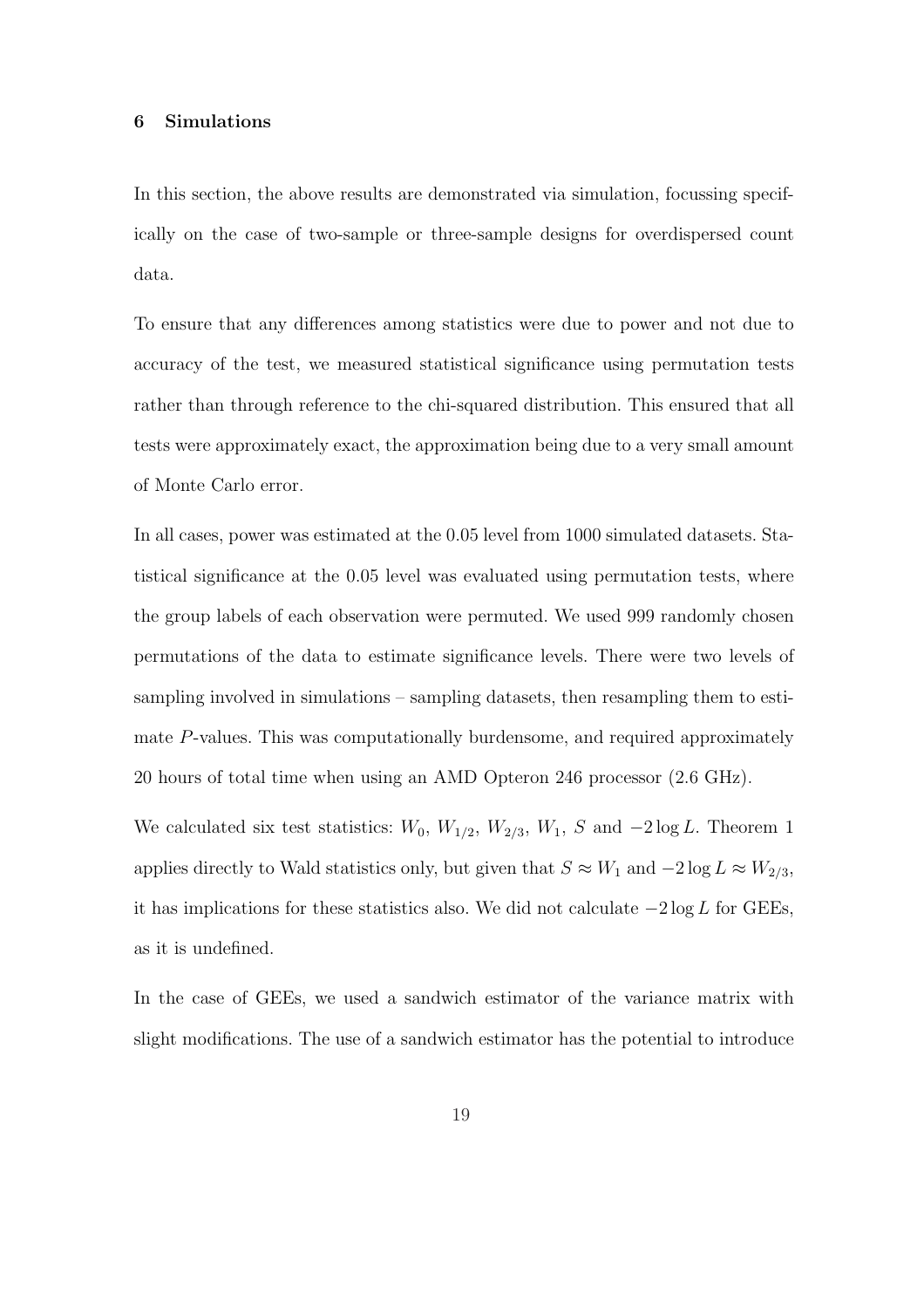## 6 Simulations

In this section, the above results are demonstrated via simulation, focussing specifically on the case of two-sample or three-sample designs for overdispersed count data.

To ensure that any differences among statistics were due to power and not due to accuracy of the test, we measured statistical significance using permutation tests rather than through reference to the chi-squared distribution. This ensured that all tests were approximately exact, the approximation being due to a very small amount of Monte Carlo error.

In all cases, power was estimated at the 0.05 level from 1000 simulated datasets. Statistical significance at the 0.05 level was evaluated using permutation tests, where the group labels of each observation were permuted. We used 999 randomly chosen permutations of the data to estimate significance levels. There were two levels of sampling involved in simulations – sampling datasets, then resampling them to estimate $P$-values. This was computationally burdensome, and required approximately 20 hours of total time when using an AMD Opteron 246 processor (2.6 GHz).

We calculated six test statistics: $W_0$, $W_{1/2}$, $W_{2/3}$, $W_1$, $S$ and $-2 \log L$. Theorem 1 applies directly to Wald statistics only, but given that $S \approx W_1$ and $-2 \log L \approx W_{2/3}$, it has implications for these statistics also. We did not calculate $-2 \log L$ for GEEs, as it is undefined.

In the case of GEEs, we used a sandwich estimator of the variance matrix with slight modifications. The use of a sandwich estimator has the potential to introduce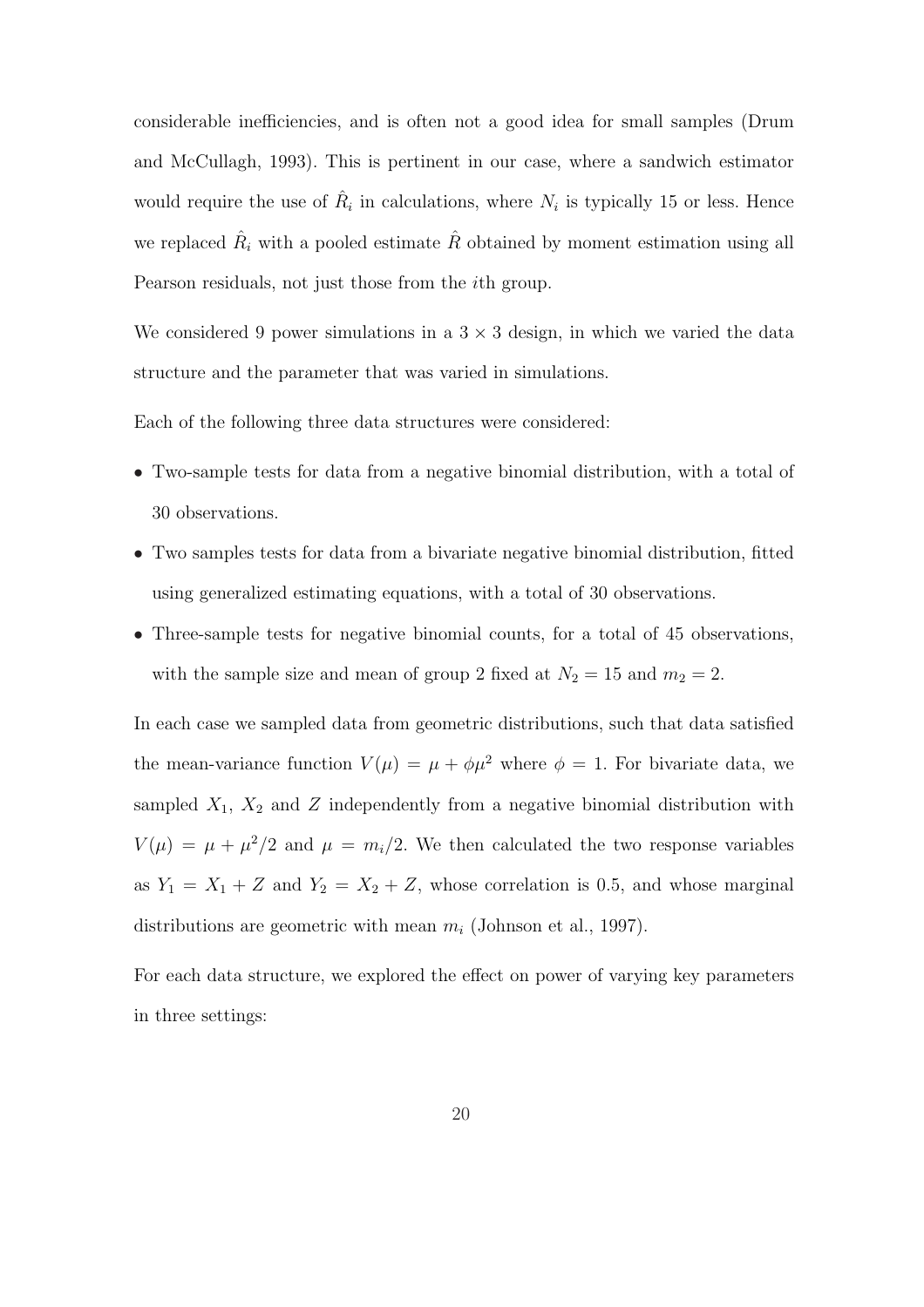considerable inefficiencies, and is often not a good idea for small samples (Drum and McCullagh, 1993). This is pertinent in our case, where a sandwich estimator would require the use of $\hat{R}_i$ in calculations, where $N_i$ is typically 15 or less. Hence we replaced $\hat{R}_i$ with a pooled estimate $\hat{R}$ obtained by moment estimation using all Pearson residuals, not just those from the $i$th group.

We considered 9 power simulations in a $3 \times 3$ design, in which we varied the data structure and the parameter that was varied in simulations.

Each of the following three data structures were considered:

- Two-sample tests for data from a negative binomial distribution, with a total of 30 observations.
- Two samples tests for data from a bivariate negative binomial distribution, fitted using generalized estimating equations, with a total of 30 observations.
- Three-sample tests for negative binomial counts, for a total of 45 observations, with the sample size and mean of group 2 fixed at $N_2 = 15$ and $m_2 = 2$.

In each case we sampled data from geometric distributions, such that data satisfied the mean-variance function $V(\mu) = \mu + \phi\mu^2$ where $\phi = 1$. For bivariate data, we sampled $X_1$, $X_2$ and $Z$ independently from a negative binomial distribution with $V(\mu) = \mu + \mu^2/2$ and $\mu = m_i/2$. We then calculated the two response variables as $Y_1 = X_1 + Z$ and $Y_2 = X_2 + Z$, whose correlation is 0.5, and whose marginal distributions are geometric with mean $m_i$ (Johnson et al., 1997).

For each data structure, we explored the effect on power of varying key parameters in three settings: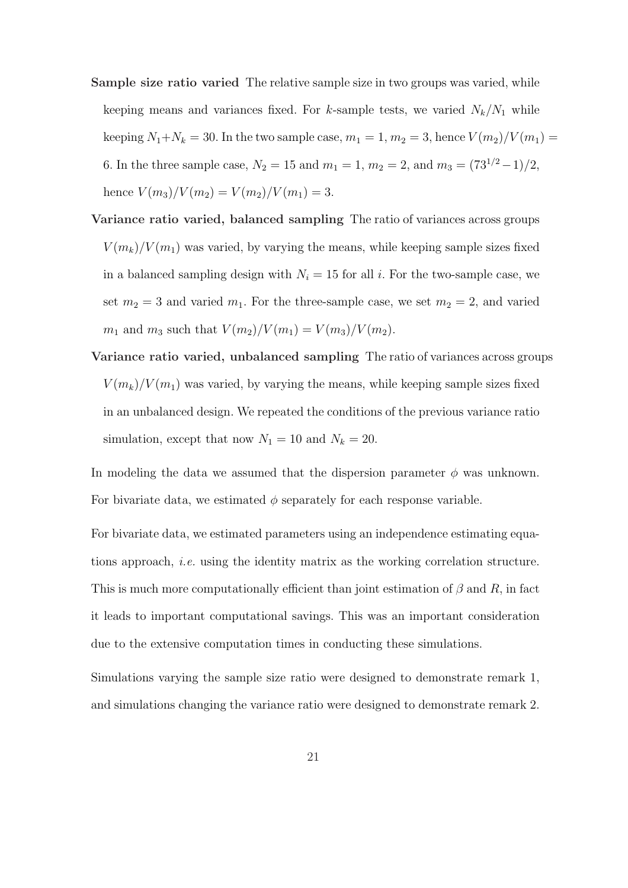**Sample size ratio varied** The relative sample size in two groups was varied, while keeping means and variances fixed. For $k$-sample tests, we varied $N_k/N_1$ while keeping $N_1+N_k = 30$. In the two sample case, $m_1 = 1$, $m_2 = 3$, hence $V(m_2)/V(m_1) = 6$. In the three sample case, $N_2 = 15$ and $m_1 = 1$, $m_2 = 2$, and $m_3 = (73^{1/2} - 1)/2$, hence $V(m_3)/V(m_2) = V(m_2)/V(m_1) = 3$.

**Variance ratio varied, balanced sampling** The ratio of variances across groups $V(m_k)/V(m_1)$ was varied, by varying the means, while keeping sample sizes fixed in a balanced sampling design with $N_i = 15$ for all $i$. For the two-sample case, we set $m_2 = 3$ and varied $m_1$. For the three-sample case, we set $m_2 = 2$, and varied $m_1$ and $m_3$ such that $V(m_2)/V(m_1) = V(m_3)/V(m_2)$.

**Variance ratio varied, unbalanced sampling** The ratio of variances across groups $V(m_k)/V(m_1)$ was varied, by varying the means, while keeping sample sizes fixed in an unbalanced design. We repeated the conditions of the previous variance ratio simulation, except that now $N_1 = 10$ and $N_k = 20$.

In modeling the data we assumed that the dispersion parameter $\phi$ was unknown. For bivariate data, we estimated $\phi$ separately for each response variable.

For bivariate data, we estimated parameters using an independence estimating equations approach, *i.e.* using the identity matrix as the working correlation structure. This is much more computationally efficient than joint estimation of $\beta$ and $R$, in fact it leads to important computational savings. This was an important consideration due to the extensive computation times in conducting these simulations.

Simulations varying the sample size ratio were designed to demonstrate remark 1, and simulations changing the variance ratio were designed to demonstrate remark 2.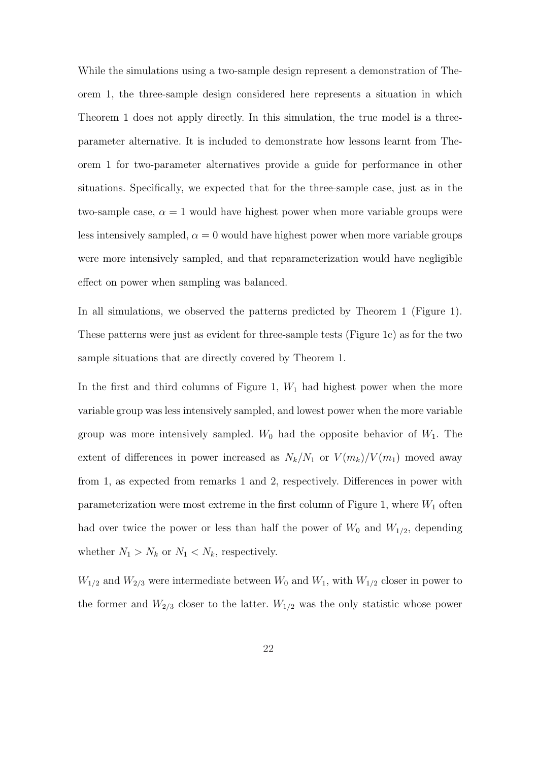While the simulations using a two-sample design represent a demonstration of Theorem 1, the three-sample design considered here represents a situation in which Theorem 1 does not apply directly. In this simulation, the true model is a three-parameter alternative. It is included to demonstrate how lessons learnt from Theorem 1 for two-parameter alternatives provide a guide for performance in other situations. Specifically, we expected that for the three-sample case, just as in the two-sample case, $\alpha = 1$ would have highest power when more variable groups were less intensively sampled, $\alpha = 0$ would have highest power when more variable groups were more intensively sampled, and that reparameterization would have negligible effect on power when sampling was balanced.

In all simulations, we observed the patterns predicted by Theorem 1 (Figure 1). These patterns were just as evident for three-sample tests (Figure 1c) as for the two sample situations that are directly covered by Theorem 1.

In the first and third columns of Figure 1, $W_1$ had highest power when the more variable group was less intensively sampled, and lowest power when the more variable group was more intensively sampled. $W_0$ had the opposite behavior of $W_1$. The extent of differences in power increased as $N_k/N_1$ or $V(m_k)/V(m_1)$ moved away from 1, as expected from remarks 1 and 2, respectively. Differences in power with parameterization were most extreme in the first column of Figure 1, where $W_1$ often had over twice the power or less than half the power of $W_0$ and $W_{1/2}$, depending whether $N_1 > N_k$ or $N_1 < N_k$, respectively.

$W_{1/2}$ and $W_{2/3}$ were intermediate between $W_0$ and $W_1$, with $W_{1/2}$ closer in power to the former and $W_{2/3}$ closer to the latter. $W_{1/2}$ was the only statistic whose power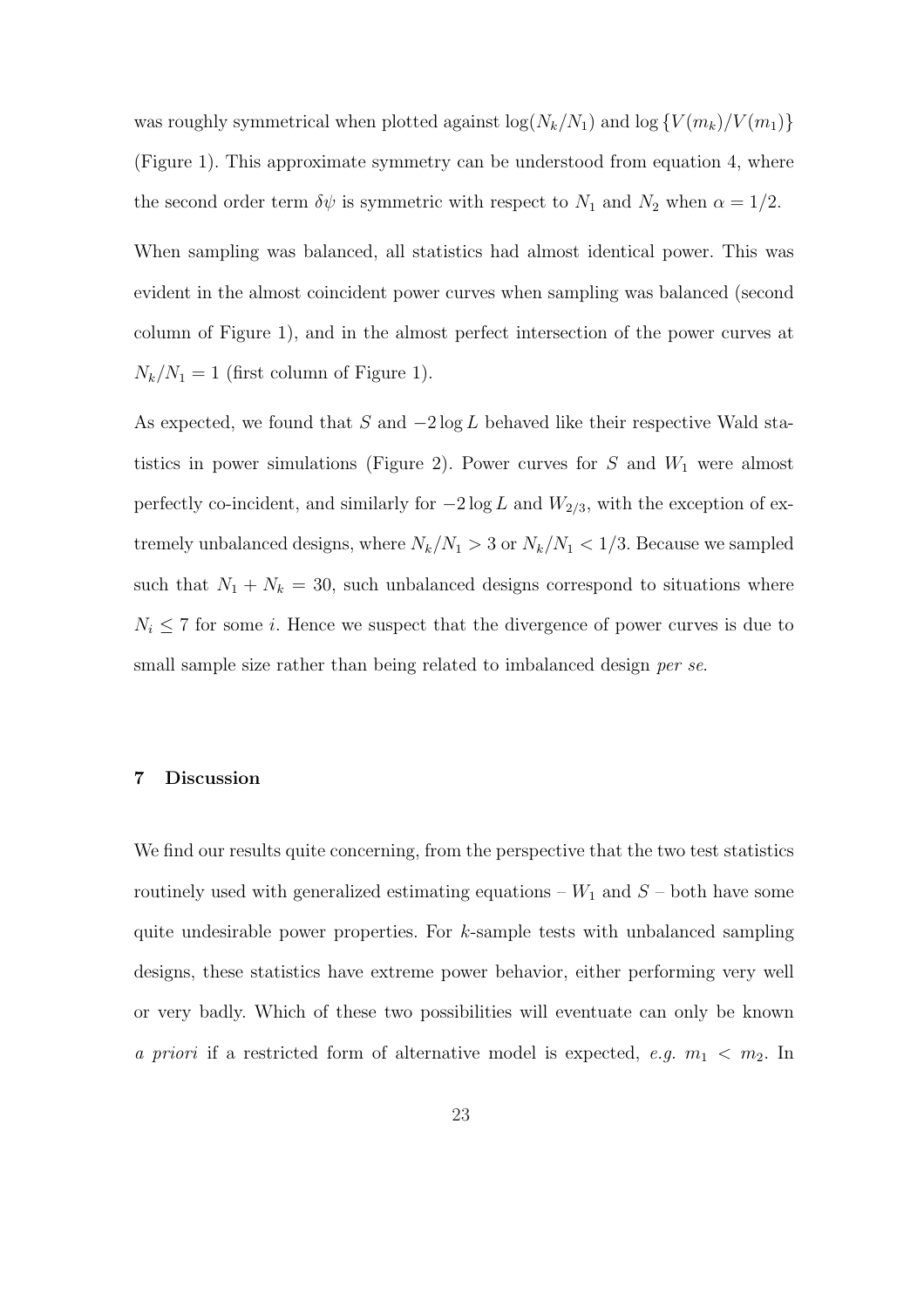was roughly symmetrical when plotted against $\log(N_k/N_1)$ and $\log\{V(m_k)/V(m_1)\}$ (Figure 1). This approximate symmetry can be understood from equation 4, where the second order term $\delta\psi$ is symmetric with respect to $N_1$ and $N_2$ when $\alpha = 1/2$.

When sampling was balanced, all statistics had almost identical power. This was evident in the almost coincident power curves when sampling was balanced (second column of Figure 1), and in the almost perfect intersection of the power curves at $N_k/N_1 = 1$ (first column of Figure 1).

As expected, we found that $S$ and $-2\log L$ behaved like their respective Wald statistics in power simulations (Figure 2). Power curves for $S$ and $W_1$ were almost perfectly co-incident, and similarly for $-2\log L$ and $W_{2/3}$, with the exception of extremely unbalanced designs, where $N_k/N_1 > 3$ or $N_k/N_1 < 1/3$. Because we sampled such that $N_1 + N_k = 30$, such unbalanced designs correspond to situations where $N_i \leq 7$ for some $i$. Hence we suspect that the divergence of power curves is due to small sample size rather than being related to imbalanced design *per se*.

## 7 Discussion

We find our results quite concerning, from the perspective that the two test statistics routinely used with generalized estimating equations – $W_1$ and $S$ – both have some quite undesirable power properties. For $k$-sample tests with unbalanced sampling designs, these statistics have extreme power behavior, either performing very well or very badly. Which of these two possibilities will eventuate can only be known *a priori* if a restricted form of alternative model is expected, *e.g.* $m_1 < m_2$. In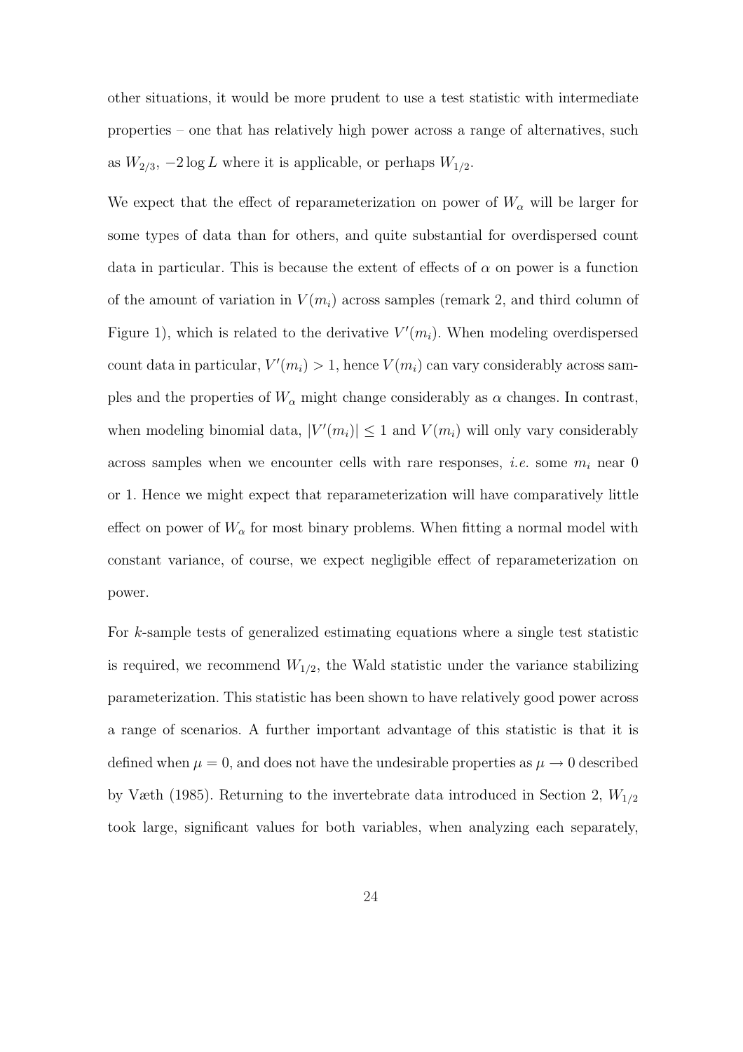other situations, it would be more prudent to use a test statistic with intermediate properties – one that has relatively high power across a range of alternatives, such as $W_{2/3}$, $-2\log L$ where it is applicable, or perhaps $W_{1/2}$.

We expect that the effect of reparameterization on power of $W_\alpha$ will be larger for some types of data than for others, and quite substantial for overdispersed count data in particular. This is because the extent of effects of $\alpha$ on power is a function of the amount of variation in $V(m_i)$ across samples (remark 2, and third column of Figure 1), which is related to the derivative $V'(m_i)$. When modeling overdispersed count data in particular, $V'(m_i) > 1$, hence $V(m_i)$ can vary considerably across samples and the properties of $W_\alpha$ might change considerably as $\alpha$ changes. In contrast, when modeling binomial data, $|V'(m_i)| \leq 1$ and $V(m_i)$ will only vary considerably across samples when we encounter cells with rare responses, *i.e.* some $m_i$ near 0 or 1. Hence we might expect that reparameterization will have comparatively little effect on power of $W_\alpha$ for most binary problems. When fitting a normal model with constant variance, of course, we expect negligible effect of reparameterization on power.

For $k$-sample tests of generalized estimating equations where a single test statistic is required, we recommend $W_{1/2}$, the Wald statistic under the variance stabilizing parameterization. This statistic has been shown to have relatively good power across a range of scenarios. A further important advantage of this statistic is that it is defined when $\mu = 0$, and does not have the undesirable properties as $\mu \to 0$ described by Væth (1985). Returning to the invertebrate data introduced in Section 2, $W_{1/2}$ took large, significant values for both variables, when analyzing each separately,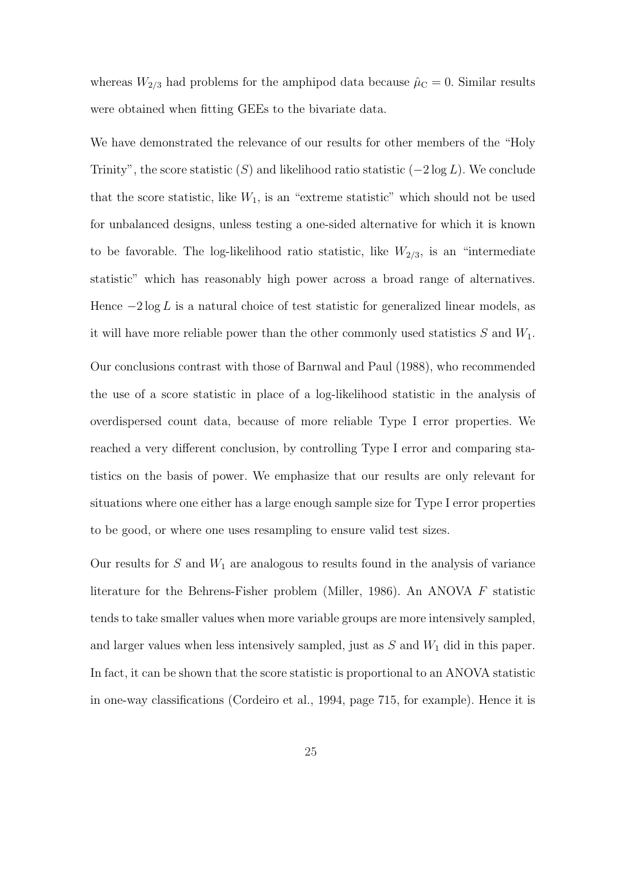whereas $W_{2/3}$ had problems for the amphipod data because $\hat{\mu}_{\mathrm{C}} = 0$. Similar results were obtained when fitting GEEs to the bivariate data.

We have demonstrated the relevance of our results for other members of the "Holy Trinity", the score statistic ($S$) and likelihood ratio statistic ($-2 \log L$). We conclude that the score statistic, like $W_1$, is an "extreme statistic" which should not be used for unbalanced designs, unless testing a one-sided alternative for which it is known to be favorable. The log-likelihood ratio statistic, like $W_{2/3}$, is an "intermediate statistic" which has reasonably high power across a broad range of alternatives. Hence $-2 \log L$ is a natural choice of test statistic for generalized linear models, as it will have more reliable power than the other commonly used statistics $S$ and $W_1$.

Our conclusions contrast with those of Barnwal and Paul (1988), who recommended the use of a score statistic in place of a log-likelihood statistic in the analysis of overdispersed count data, because of more reliable Type I error properties. We reached a very different conclusion, by controlling Type I error and comparing statistics on the basis of power. We emphasize that our results are only relevant for situations where one either has a large enough sample size for Type I error properties to be good, or where one uses resampling to ensure valid test sizes.

Our results for $S$ and $W_1$ are analogous to results found in the analysis of variance literature for the Behrens-Fisher problem (Miller, 1986). An ANOVA $F$ statistic tends to take smaller values when more variable groups are more intensively sampled, and larger values when less intensively sampled, just as $S$ and $W_1$ did in this paper. In fact, it can be shown that the score statistic is proportional to an ANOVA statistic in one-way classifications (Cordeiro et al., 1994, page 715, for example). Hence it is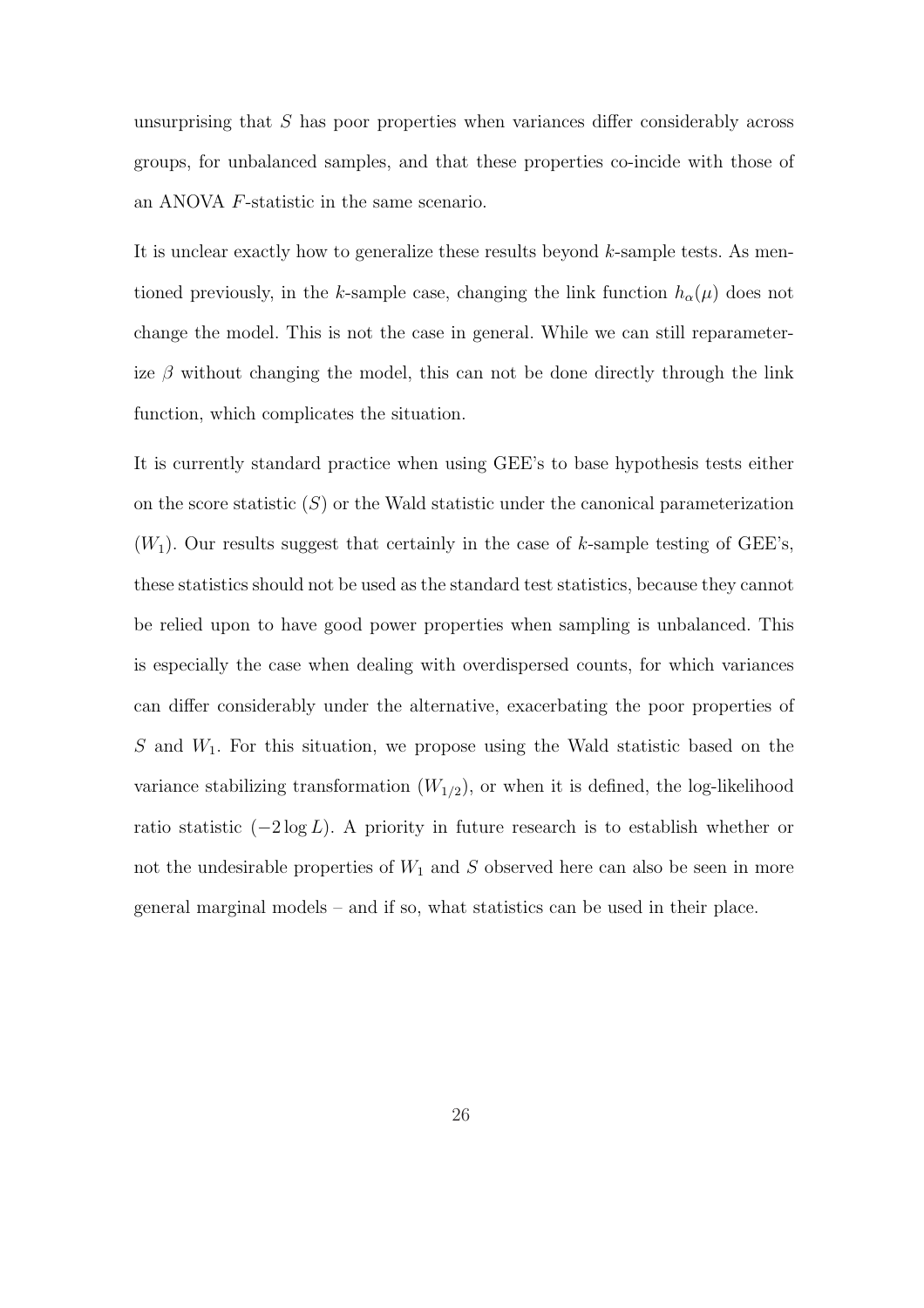unsurprising that $S$ has poor properties when variances differ considerably across groups, for unbalanced samples, and that these properties co-incide with those of an ANOVA $F$-statistic in the same scenario.

It is unclear exactly how to generalize these results beyond $k$-sample tests. As mentioned previously, in the $k$-sample case, changing the link function $h_\alpha(\mu)$ does not change the model. This is not the case in general. While we can still reparameterize $\beta$ without changing the model, this can not be done directly through the link function, which complicates the situation.

It is currently standard practice when using GEE's to base hypothesis tests either on the score statistic ($S$) or the Wald statistic under the canonical parameterization ($W_1$). Our results suggest that certainly in the case of $k$-sample testing of GEE's, these statistics should not be used as the standard test statistics, because they cannot be relied upon to have good power properties when sampling is unbalanced. This is especially the case when dealing with overdispersed counts, for which variances can differ considerably under the alternative, exacerbating the poor properties of $S$ and $W_1$. For this situation, we propose using the Wald statistic based on the variance stabilizing transformation ($W_{1/2}$), or when it is defined, the log-likelihood ratio statistic ($-2 \log L$). A priority in future research is to establish whether or not the undesirable properties of $W_1$ and $S$ observed here can also be seen in more general marginal models – and if so, what statistics can be used in their place.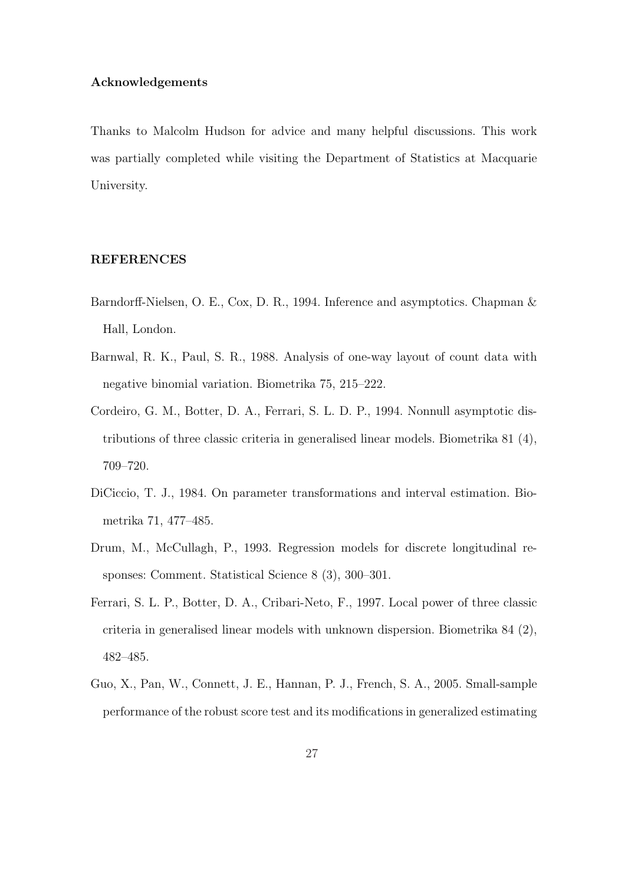### Acknowledgements

Thanks to Malcolm Hudson for advice and many helpful discussions. This work was partially completed while visiting the Department of Statistics at Macquarie University.

### REFERENCES

Barndorff-Nielsen, O. E., Cox, D. R., 1994. Inference and asymptotics. Chapman & Hall, London.

Barnwal, R. K., Paul, S. R., 1988. Analysis of one-way layout of count data with negative binomial variation. Biometrika 75, 215–222.

Cordeiro, G. M., Botter, D. A., Ferrari, S. L. D. P., 1994. Nonnull asymptotic distributions of three classic criteria in generalised linear models. Biometrika 81 (4), 709–720.

DiCiccio, T. J., 1984. On parameter transformations and interval estimation. Biometrika 71, 477–485.

Drum, M., McCullagh, P., 1993. Regression models for discrete longitudinal responses: Comment. Statistical Science 8 (3), 300–301.

Ferrari, S. L. P., Botter, D. A., Cribari-Neto, F., 1997. Local power of three classic criteria in generalised linear models with unknown dispersion. Biometrika 84 (2), 482–485.

Guo, X., Pan, W., Connett, J. E., Hannan, P. J., French, S. A., 2005. Small-sample performance of the robust score test and its modifications in generalized estimating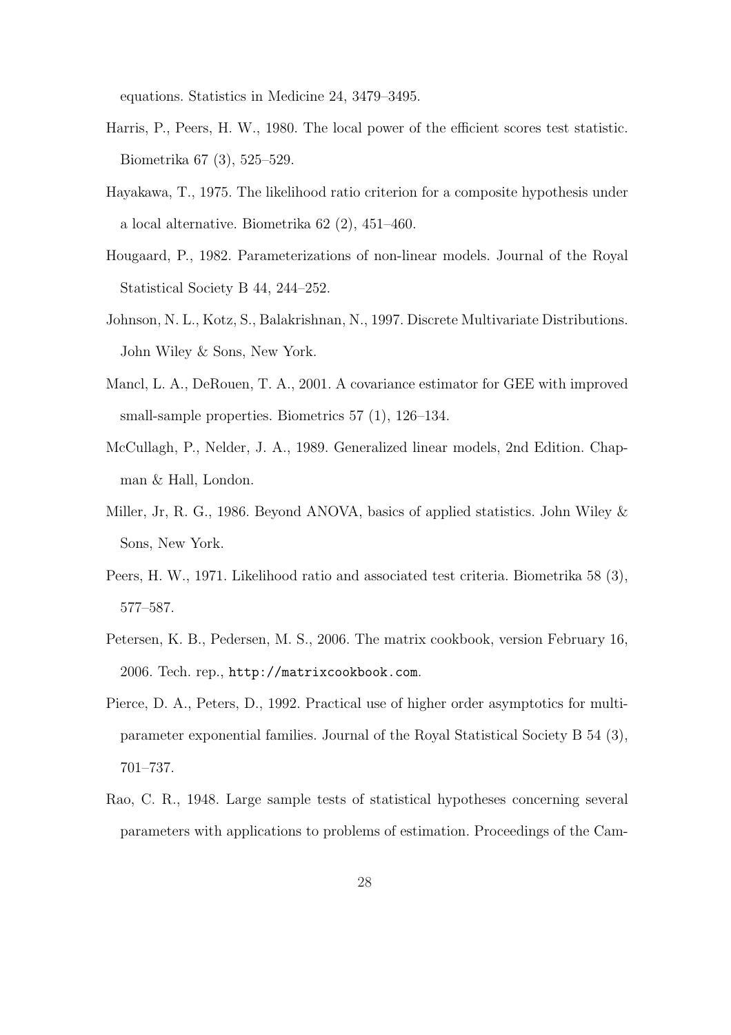equations. Statistics in Medicine 24, 3479–3495.

Harris, P., Peers, H. W., 1980. The local power of the efficient scores test statistic. Biometrika 67 (3), 525–529.

Hayakawa, T., 1975. The likelihood ratio criterion for a composite hypothesis under a local alternative. Biometrika 62 (2), 451–460.

Hougaard, P., 1982. Parameterizations of non-linear models. Journal of the Royal Statistical Society B 44, 244–252.

Johnson, N. L., Kotz, S., Balakrishnan, N., 1997. Discrete Multivariate Distributions. John Wiley & Sons, New York.

Mancl, L. A., DeRouen, T. A., 2001. A covariance estimator for GEE with improved small-sample properties. Biometrics 57 (1), 126–134.

McCullagh, P., Nelder, J. A., 1989. Generalized linear models, 2nd Edition. Chapman & Hall, London.

Miller, Jr, R. G., 1986. Beyond ANOVA, basics of applied statistics. John Wiley & Sons, New York.

Peers, H. W., 1971. Likelihood ratio and associated test criteria. Biometrika 58 (3), 577–587.

Petersen, K. B., Pedersen, M. S., 2006. The matrix cookbook, version February 16, 2006. Tech. rep., `http://matrixcookbook.com`.

Pierce, D. A., Peters, D., 1992. Practical use of higher order asymptotics for multiparameter exponential families. Journal of the Royal Statistical Society B 54 (3), 701–737.

Rao, C. R., 1948. Large sample tests of statistical hypotheses concerning several parameters with applications to problems of estimation. Proceedings of the Cam-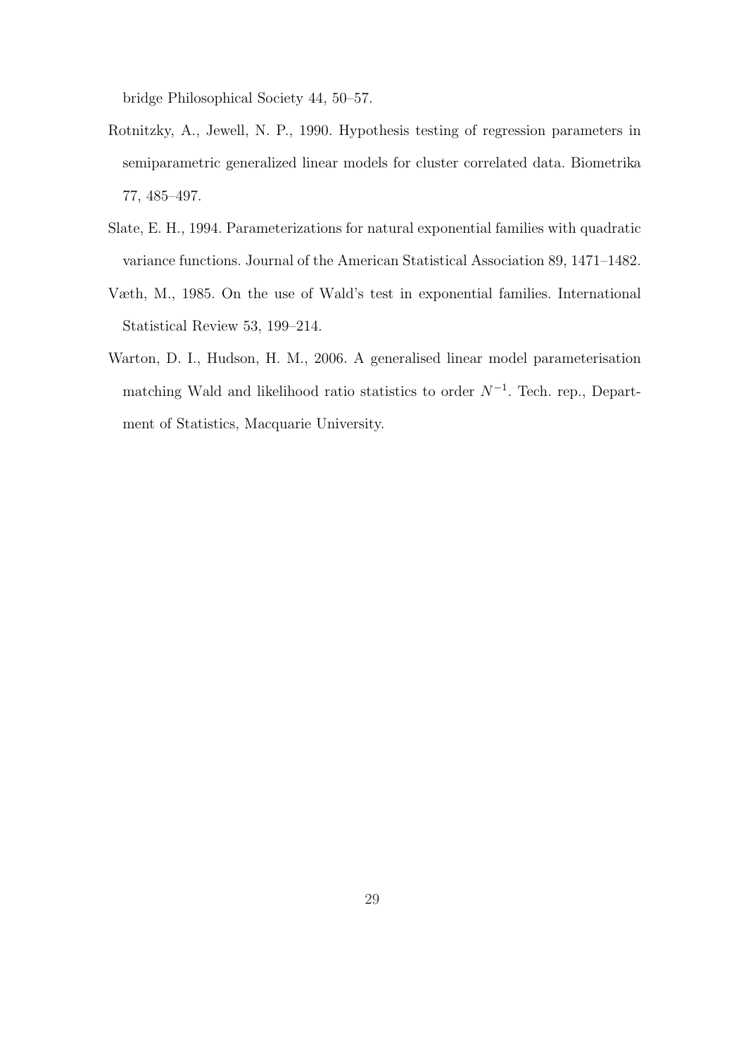bridge Philosophical Society 44, 50–57.

Rotnitzky, A., Jewell, N. P., 1990. Hypothesis testing of regression parameters in semiparametric generalized linear models for cluster correlated data. Biometrika 77, 485–497.

Slate, E. H., 1994. Parameterizations for natural exponential families with quadratic variance functions. Journal of the American Statistical Association 89, 1471–1482.

Væth, M., 1985. On the use of Wald's test in exponential families. International Statistical Review 53, 199–214.

Warton, D. I., Hudson, H. M., 2006. A generalised linear model parameterisation matching Wald and likelihood ratio statistics to order $N^{-1}$. Tech. rep., Department of Statistics, Macquarie University.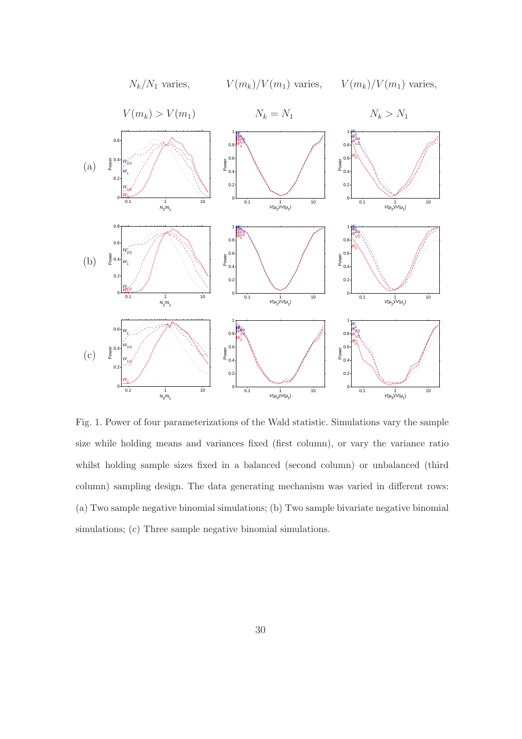$N_k/N_1$ varies, $V(m_k) > V(m_1)$

$V(m_k)/V(m_1)$ varies, $N_k = N_1$

$V(m_k)/V(m_1)$ varies, $N_k > N_1$

(a)

(b)

(c)

Fig. 1. Power of four parameterizations of the Wald statistic. Simulations vary the sample size while holding means and variances fixed (first column), or vary the variance ratio whilst holding sample sizes fixed in a balanced (second column) or unbalanced (third column) sampling design. The data generating mechanism was varied in different rows: (a) Two sample negative binomial simulations; (b) Two sample bivariate negative binomial simulations; (c) Three sample negative binomial simulations.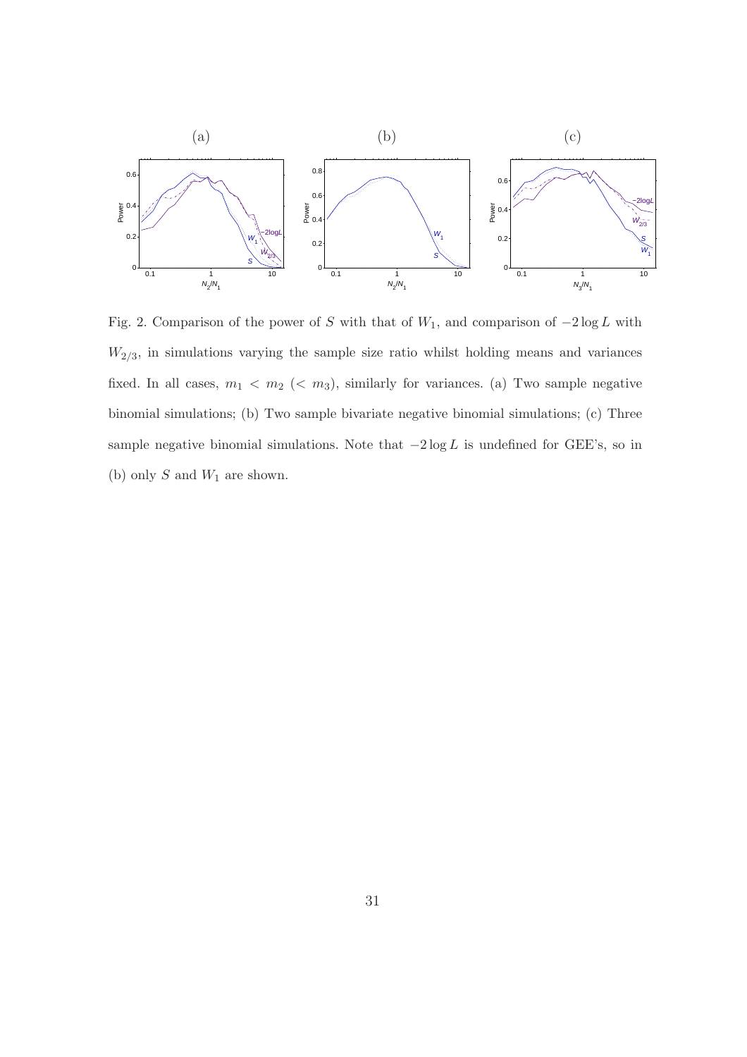Fig. 2. Comparison of the power of $S$ with that of $W_1$, and comparison of $-2 \log L$ with $W_{2/3}$, in simulations varying the sample size ratio whilst holding means and variances fixed. In all cases, $m_1 < m_2$ ($< m_3$), similarly for variances. (a) Two sample negative binomial simulations; (b) Two sample bivariate negative binomial simulations; (c) Three sample negative binomial simulations. Note that $-2 \log L$ is undefined for GEE's, so in (b) only $S$ and $W_1$ are shown.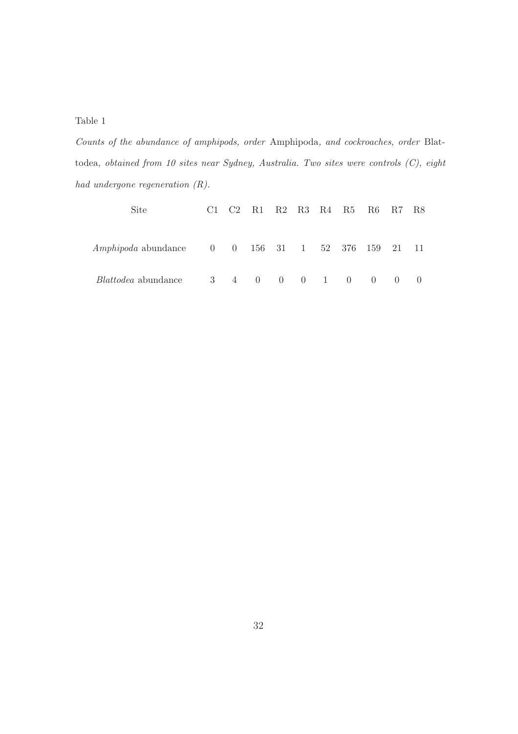Table 1

*Counts of the abundance of amphipods, order* Amphipoda*, and cockroaches, order* Blattodea*, obtained from 10 sites near Sydney, Australia. Two sites were controls (C), eight had undergone regeneration (R).*

| Site | C1 | C2 | R1 | R2 | R3 | R4 | R5 | R6 | R7 | R8 |
|---|---|---|---|---|---|---|---|---|---|---|
| *Amphipoda* abundance | 0 | 0 | 156 | 31 | 1 | 52 | 376 | 159 | 21 | 11 |
| *Blattodea* abundance | 3 | 4 | 0 | 0 | 0 | 1 | 0 | 0 | 0 | 0 |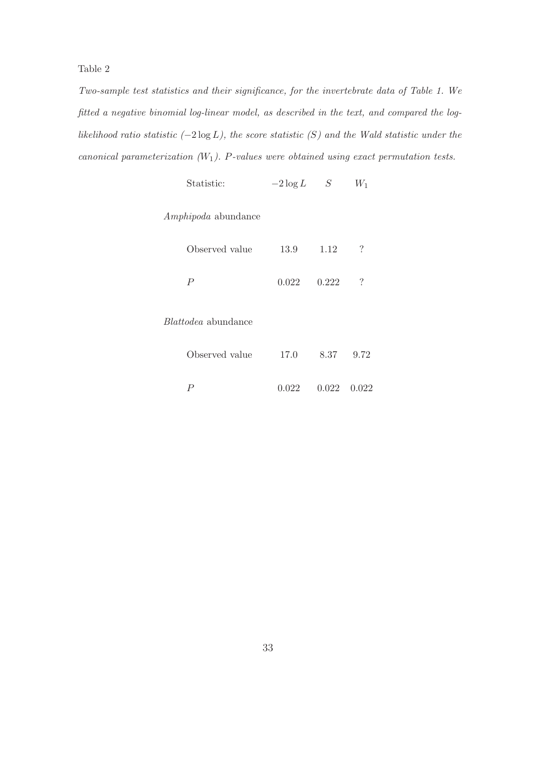Table 2

*Two-sample test statistics and their significance, for the invertebrate data of Table 1. We fitted a negative binomial log-linear model, as described in the text, and compared the log-likelihood ratio statistic ($-2\log L$), the score statistic ($S$) and the Wald statistic under the canonical parameterization ($W_1$). $P$-values were obtained using exact permutation tests.*

| Statistic: | $-2\log L$ | $S$ | $W_1$ |
|---|---|---|---|
| *Amphipoda* abundance | | | |
| Observed value | 13.9 | 1.12 | ? |
| $P$ | 0.022 | 0.222 | ? |
| *Blattodea* abundance | | | |
| Observed value | 17.0 | 8.37 | 9.72 |
| $P$ | 0.022 | 0.022 | 0.022 |